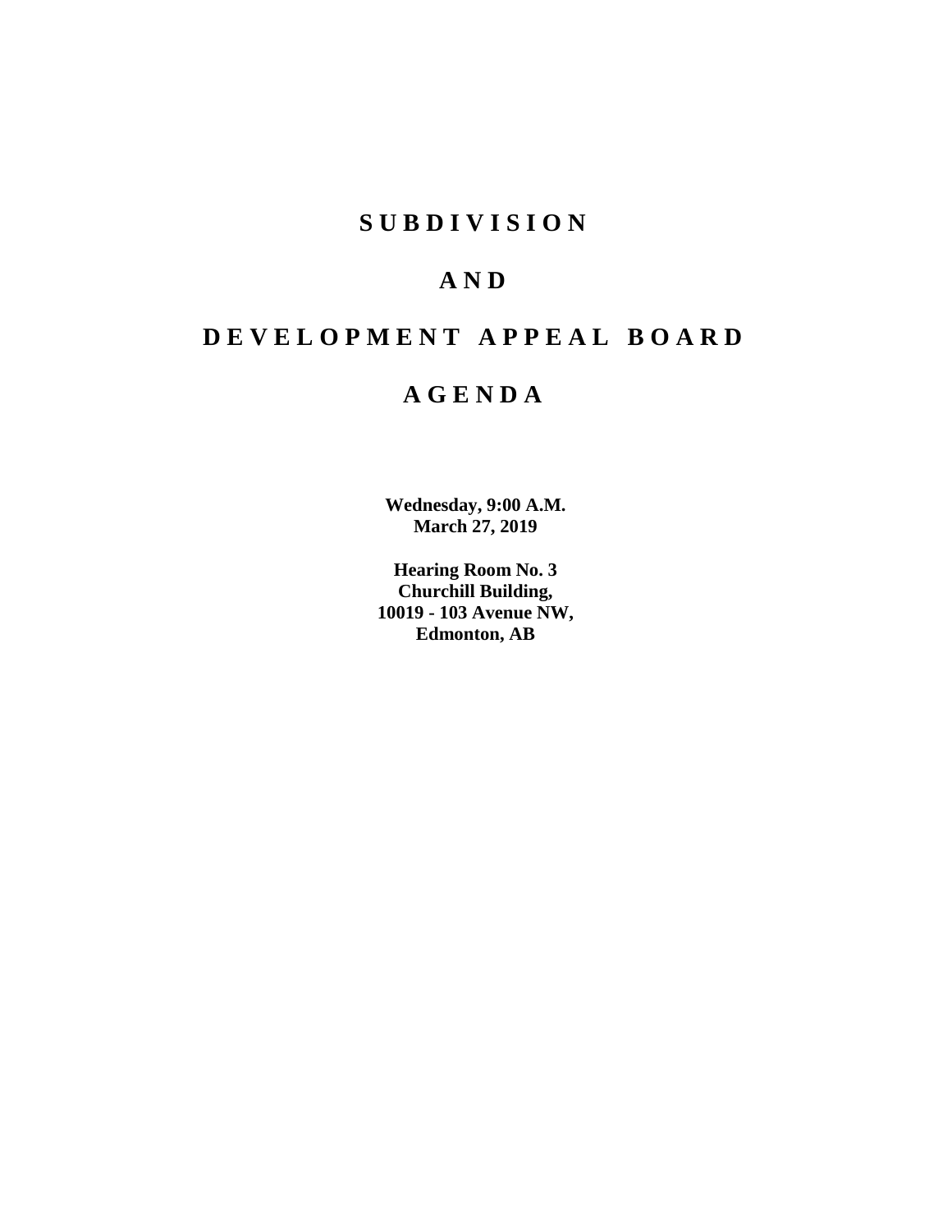# S U B D I V I S I O N

# A N D

# D E V E L O P M E N T A P P E A L B O A R D

# A G E N D A

**Wednesday, 9:00 A.M.**
**March 27, 2019**

**Hearing Room No. 3**
**Churchill Building,**
**10019 - 103 Avenue NW,**
**Edmonton, AB**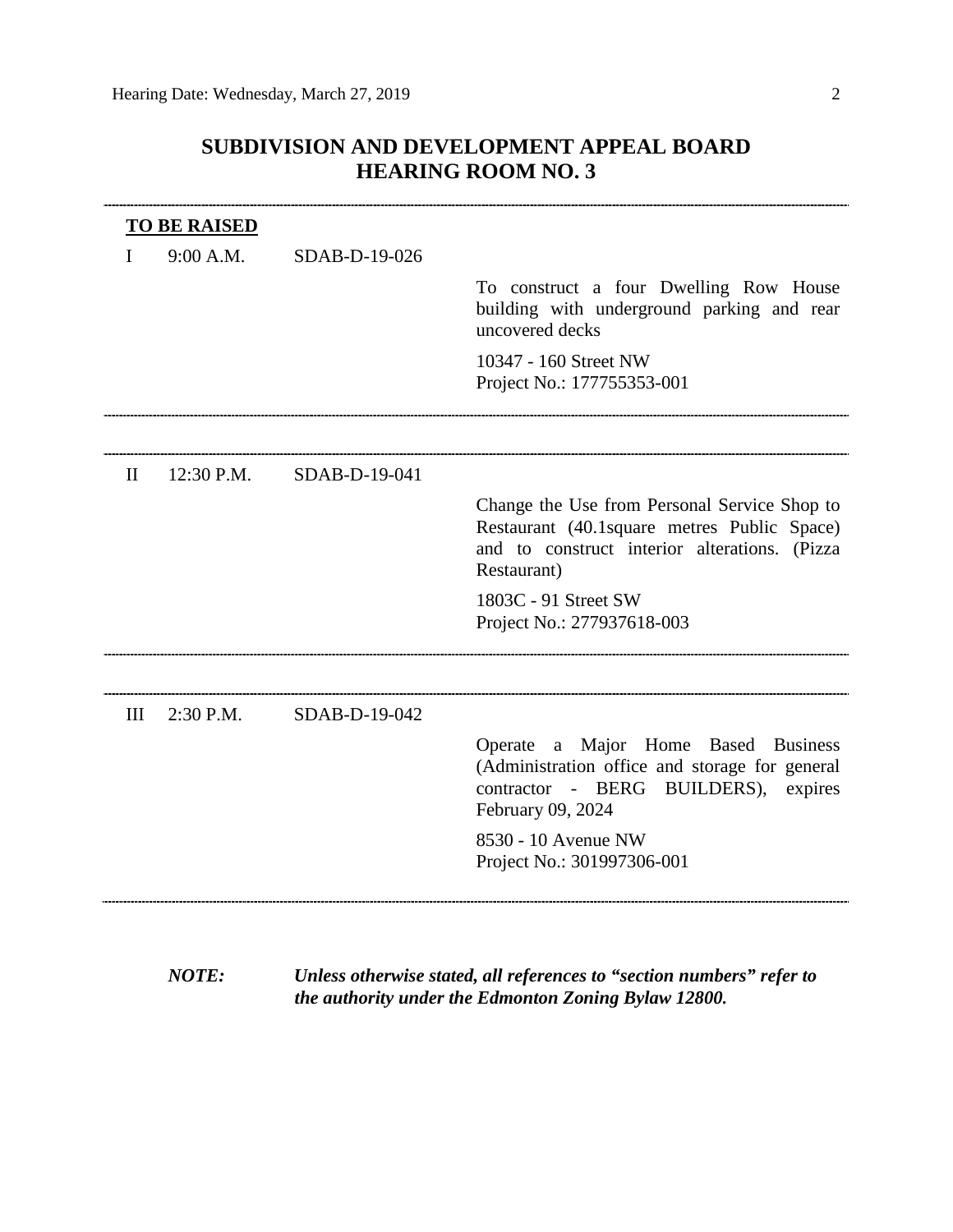# SUBDIVISION AND DEVELOPMENT APPEAL BOARD
# HEARING ROOM NO. 3

---

**TO BE RAISED**

I 9:00 A.M. SDAB-D-19-026

To construct a four Dwelling Row House building with underground parking and rear uncovered decks

10347 - 160 Street NW
Project No.: 177755353-001

---

II 12:30 P.M. SDAB-D-19-041

Change the Use from Personal Service Shop to Restaurant (40.1square metres Public Space) and to construct interior alterations. (Pizza Restaurant)

1803C - 91 Street SW
Project No.: 277937618-003

---

III 2:30 P.M. SDAB-D-19-042

Operate a Major Home Based Business (Administration office and storage for general contractor - BERG BUILDERS), expires February 09, 2024

8530 - 10 Avenue NW
Project No.: 301997306-001

---

***NOTE:*** ***Unless otherwise stated, all references to "section numbers" refer to the authority under the Edmonton Zoning Bylaw 12800.***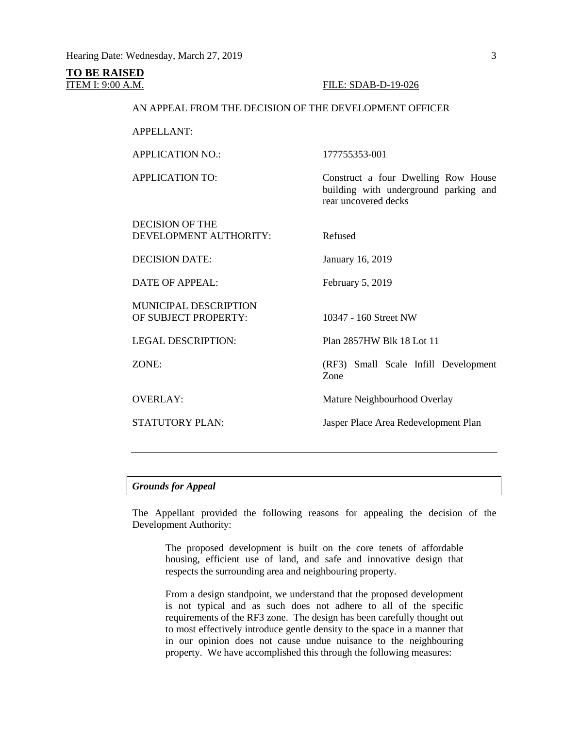**TO BE RAISED**

ITEM I: 9:00 A.M. FILE: SDAB-D-19-026

AN APPEAL FROM THE DECISION OF THE DEVELOPMENT OFFICER

| | |
|---|---|
| APPELLANT: | |
| APPLICATION NO.: | 177755353-001 |
| APPLICATION TO: | Construct a four Dwelling Row House building with underground parking and rear uncovered decks |
| DECISION OF THE DEVELOPMENT AUTHORITY: | Refused |
| DECISION DATE: | January 16, 2019 |
| DATE OF APPEAL: | February 5, 2019 |
| MUNICIPAL DESCRIPTION OF SUBJECT PROPERTY: | 10347 - 160 Street NW |
| LEGAL DESCRIPTION: | Plan 2857HW Blk 18 Lot 11 |
| ZONE: | (RF3) Small Scale Infill Development Zone |
| OVERLAY: | Mature Neighbourhood Overlay |
| STATUTORY PLAN: | Jasper Place Area Redevelopment Plan |

---

***Grounds for Appeal***

The Appellant provided the following reasons for appealing the decision of the Development Authority:

> The proposed development is built on the core tenets of affordable housing, efficient use of land, and safe and innovative design that respects the surrounding area and neighbouring property.
>
> From a design standpoint, we understand that the proposed development is not typical and as such does not adhere to all of the specific requirements of the RF3 zone. The design has been carefully thought out to most effectively introduce gentle density to the space in a manner that in our opinion does not cause undue nuisance to the neighbouring property. We have accomplished this through the following measures: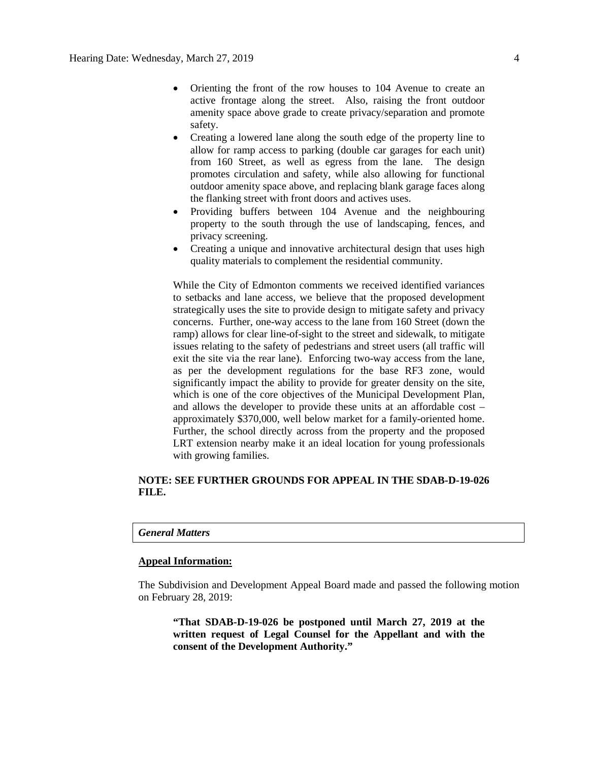- Orienting the front of the row houses to 104 Avenue to create an active frontage along the street. Also, raising the front outdoor amenity space above grade to create privacy/separation and promote safety.
- Creating a lowered lane along the south edge of the property line to allow for ramp access to parking (double car garages for each unit) from 160 Street, as well as egress from the lane. The design promotes circulation and safety, while also allowing for functional outdoor amenity space above, and replacing blank garage faces along the flanking street with front doors and actives uses.
- Providing buffers between 104 Avenue and the neighbouring property to the south through the use of landscaping, fences, and privacy screening.
- Creating a unique and innovative architectural design that uses high quality materials to complement the residential community.

While the City of Edmonton comments we received identified variances to setbacks and lane access, we believe that the proposed development strategically uses the site to provide design to mitigate safety and privacy concerns. Further, one-way access to the lane from 160 Street (down the ramp) allows for clear line-of-sight to the street and sidewalk, to mitigate issues relating to the safety of pedestrians and street users (all traffic will exit the site via the rear lane). Enforcing two-way access from the lane, as per the development regulations for the base RF3 zone, would significantly impact the ability to provide for greater density on the site, which is one of the core objectives of the Municipal Development Plan, and allows the developer to provide these units at an affordable cost – approximately $370,000, well below market for a family-oriented home. Further, the school directly across from the property and the proposed LRT extension nearby make it an ideal location for young professionals with growing families.

**NOTE: SEE FURTHER GROUNDS FOR APPEAL IN THE SDAB-D-19-026 FILE.**

***General Matters***

**Appeal Information:**

The Subdivision and Development Appeal Board made and passed the following motion on February 28, 2019:

> **"That SDAB-D-19-026 be postponed until March 27, 2019 at the written request of Legal Counsel for the Appellant and with the consent of the Development Authority."**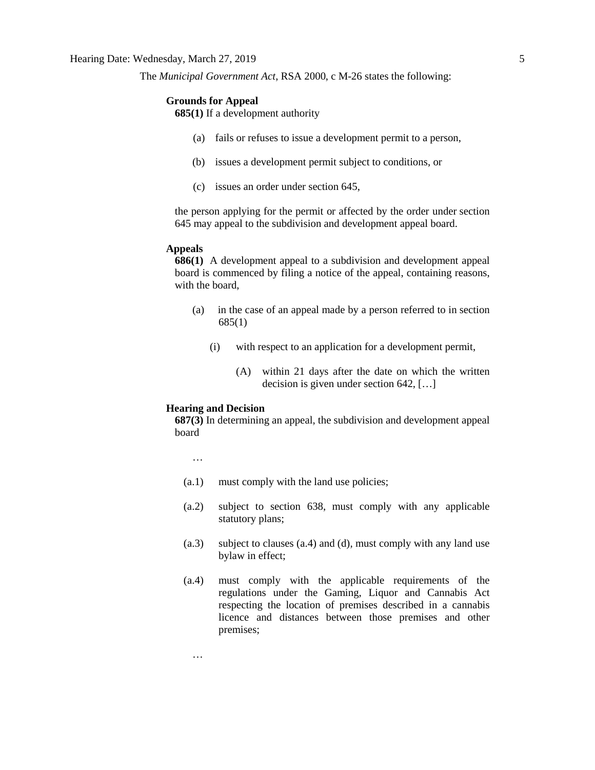The *Municipal Government Act*, RSA 2000, c M-26 states the following:

> **Grounds for Appeal**
>
> **685(1)** If a development authority
>
> (a) fails or refuses to issue a development permit to a person,
>
> (b) issues a development permit subject to conditions, or
>
> (c) issues an order under section 645,
>
> the person applying for the permit or affected by the order under section 645 may appeal to the subdivision and development appeal board.
>
> **Appeals**
>
> **686(1)** A development appeal to a subdivision and development appeal board is commenced by filing a notice of the appeal, containing reasons, with the board,
>
> (a) in the case of an appeal made by a person referred to in section 685(1)
>
> (i) with respect to an application for a development permit,
>
> (A) within 21 days after the date on which the written decision is given under section 642, […]
>
> **Hearing and Decision**
>
> **687(3)** In determining an appeal, the subdivision and development appeal board
>
> …
>
> (a.1) must comply with the land use policies;
>
> (a.2) subject to section 638, must comply with any applicable statutory plans;
>
> (a.3) subject to clauses (a.4) and (d), must comply with any land use bylaw in effect;
>
> (a.4) must comply with the applicable requirements of the regulations under the Gaming, Liquor and Cannabis Act respecting the location of premises described in a cannabis licence and distances between those premises and other premises;
>
> …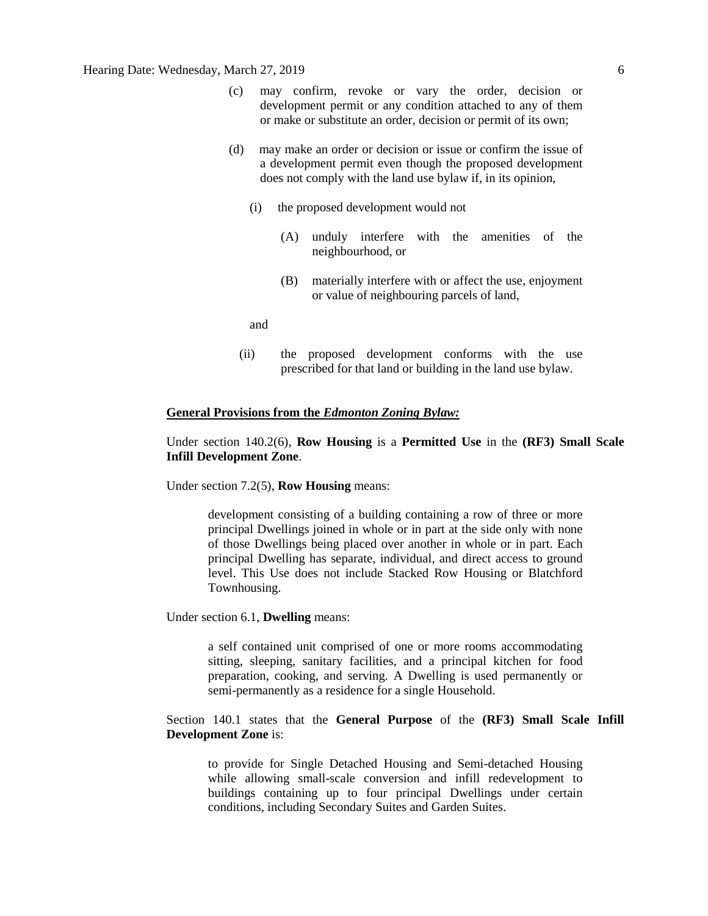(c) may confirm, revoke or vary the order, decision or development permit or any condition attached to any of them or make or substitute an order, decision or permit of its own;

(d) may make an order or decision or issue or confirm the issue of a development permit even though the proposed development does not comply with the land use bylaw if, in its opinion,

   (i) the proposed development would not

      (A) unduly interfere with the amenities of the neighbourhood, or

      (B) materially interfere with or affect the use, enjoyment or value of neighbouring parcels of land,

   and

   (ii) the proposed development conforms with the use prescribed for that land or building in the land use bylaw.

**General Provisions from the *Edmonton Zoning Bylaw:***

Under section 140.2(6), **Row Housing** is a **Permitted Use** in the **(RF3) Small Scale Infill Development Zone**.

Under section 7.2(5), **Row Housing** means:

> development consisting of a building containing a row of three or more principal Dwellings joined in whole or in part at the side only with none of those Dwellings being placed over another in whole or in part. Each principal Dwelling has separate, individual, and direct access to ground level. This Use does not include Stacked Row Housing or Blatchford Townhousing.

Under section 6.1, **Dwelling** means:

> a self contained unit comprised of one or more rooms accommodating sitting, sleeping, sanitary facilities, and a principal kitchen for food preparation, cooking, and serving. A Dwelling is used permanently or semi-permanently as a residence for a single Household.

Section 140.1 states that the **General Purpose** of the **(RF3) Small Scale Infill Development Zone** is:

> to provide for Single Detached Housing and Semi-detached Housing while allowing small-scale conversion and infill redevelopment to buildings containing up to four principal Dwellings under certain conditions, including Secondary Suites and Garden Suites.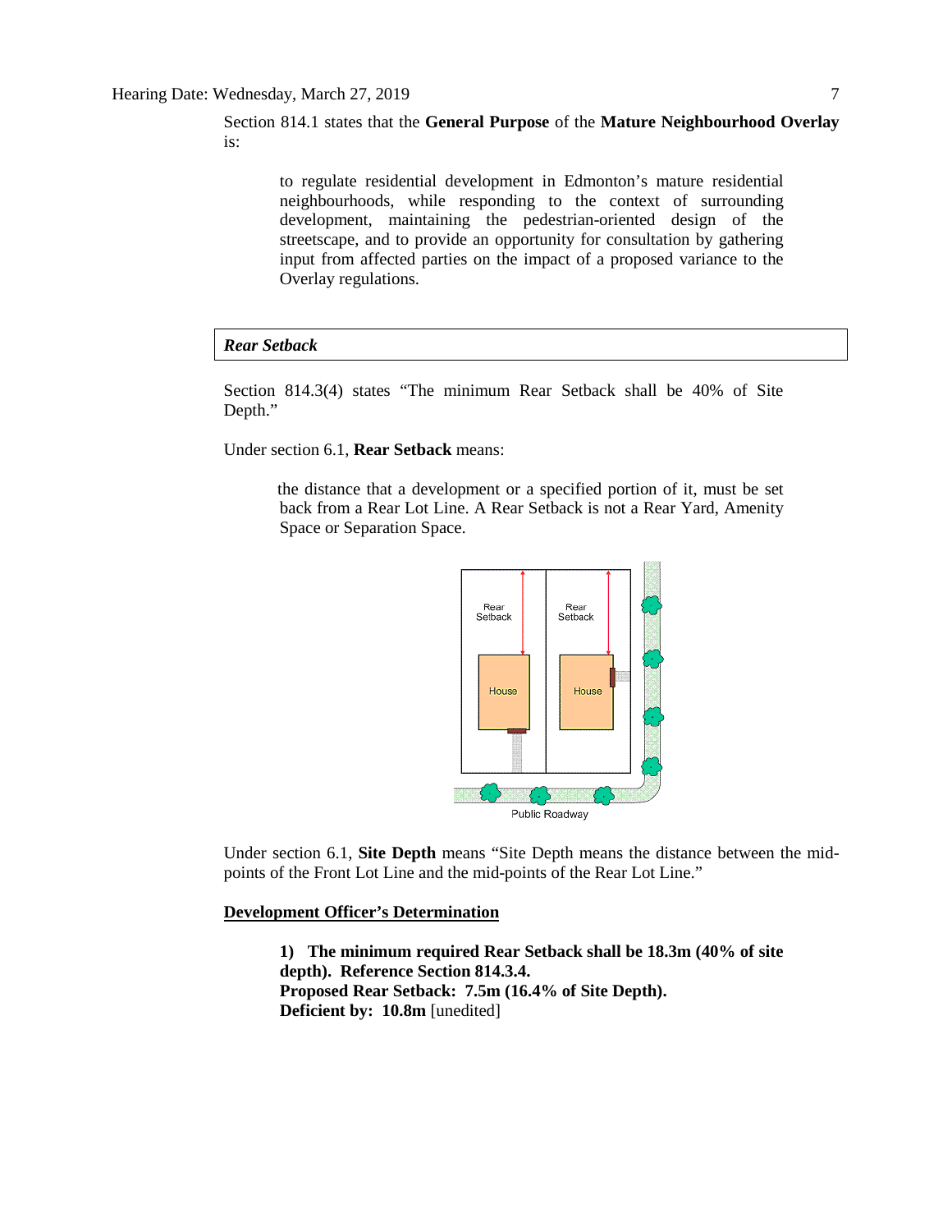Section 814.1 states that the **General Purpose** of the **Mature Neighbourhood Overlay** is:

> to regulate residential development in Edmonton's mature residential neighbourhoods, while responding to the context of surrounding development, maintaining the pedestrian-oriented design of the streetscape, and to provide an opportunity for consultation by gathering input from affected parties on the impact of a proposed variance to the Overlay regulations.

***Rear Setback***

Section 814.3(4) states "The minimum Rear Setback shall be 40% of Site Depth."

Under section 6.1, **Rear Setback** means:

> the distance that a development or a specified portion of it, must be set back from a Rear Lot Line. A Rear Setback is not a Rear Yard, Amenity Space or Separation Space.

Under section 6.1, **Site Depth** means "Site Depth means the distance between the mid-points of the Front Lot Line and the mid-points of the Rear Lot Line."

**<u>Development Officer's Determination</u>**

> **1) The minimum required Rear Setback shall be 18.3m (40% of site depth). Reference Section 814.3.4.**
> **Proposed Rear Setback: 7.5m (16.4% of Site Depth).**
> **Deficient by: 10.8m** [unedited]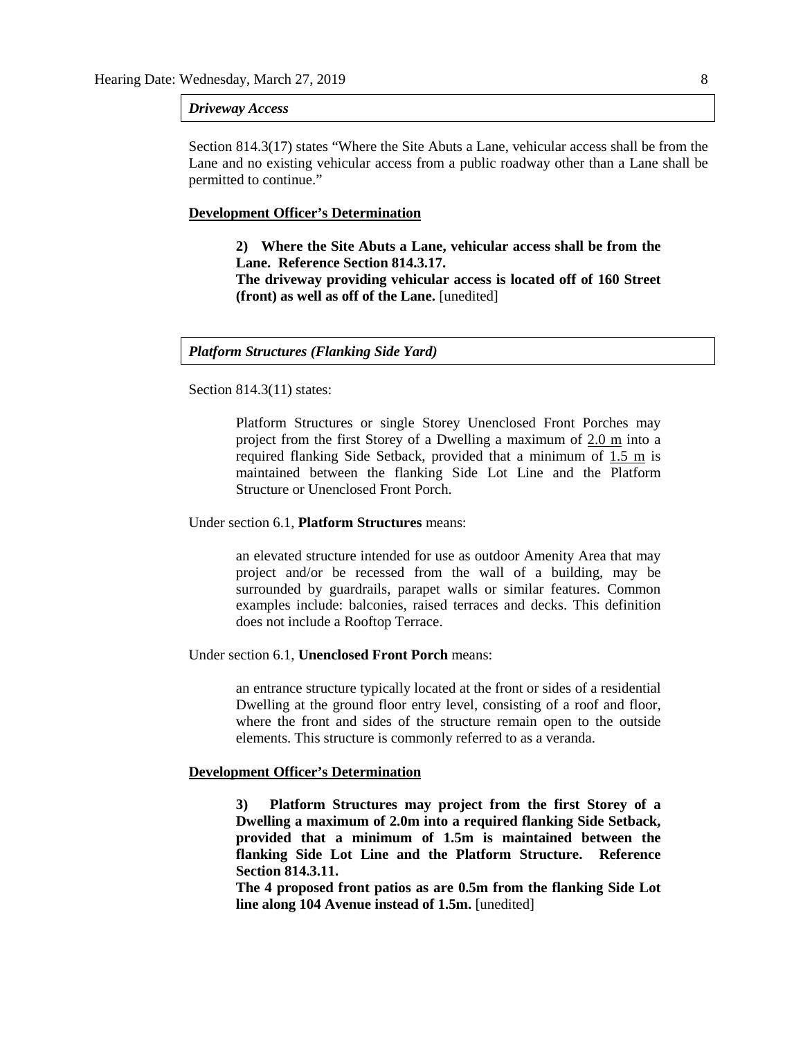*Driveway Access*

Section 814.3(17) states "Where the Site Abuts a Lane, vehicular access shall be from the Lane and no existing vehicular access from a public roadway other than a Lane shall be permitted to continue."

**Development Officer's Determination**

> **2) Where the Site Abuts a Lane, vehicular access shall be from the Lane. Reference Section 814.3.17.**
> **The driveway providing vehicular access is located off of 160 Street (front) as well as off of the Lane.** [unedited]

*Platform Structures (Flanking Side Yard)*

Section 814.3(11) states:

> Platform Structures or single Storey Unenclosed Front Porches may project from the first Storey of a Dwelling a maximum of 2.0 m into a required flanking Side Setback, provided that a minimum of 1.5 m is maintained between the flanking Side Lot Line and the Platform Structure or Unenclosed Front Porch.

Under section 6.1, **Platform Structures** means:

> an elevated structure intended for use as outdoor Amenity Area that may project and/or be recessed from the wall of a building, may be surrounded by guardrails, parapet walls or similar features. Common examples include: balconies, raised terraces and decks. This definition does not include a Rooftop Terrace.

Under section 6.1, **Unenclosed Front Porch** means:

> an entrance structure typically located at the front or sides of a residential Dwelling at the ground floor entry level, consisting of a roof and floor, where the front and sides of the structure remain open to the outside elements. This structure is commonly referred to as a veranda.

**Development Officer's Determination**

> **3) Platform Structures may project from the first Storey of a Dwelling a maximum of 2.0m into a required flanking Side Setback, provided that a minimum of 1.5m is maintained between the flanking Side Lot Line and the Platform Structure. Reference Section 814.3.11.**
> **The 4 proposed front patios as are 0.5m from the flanking Side Lot line along 104 Avenue instead of 1.5m.** [unedited]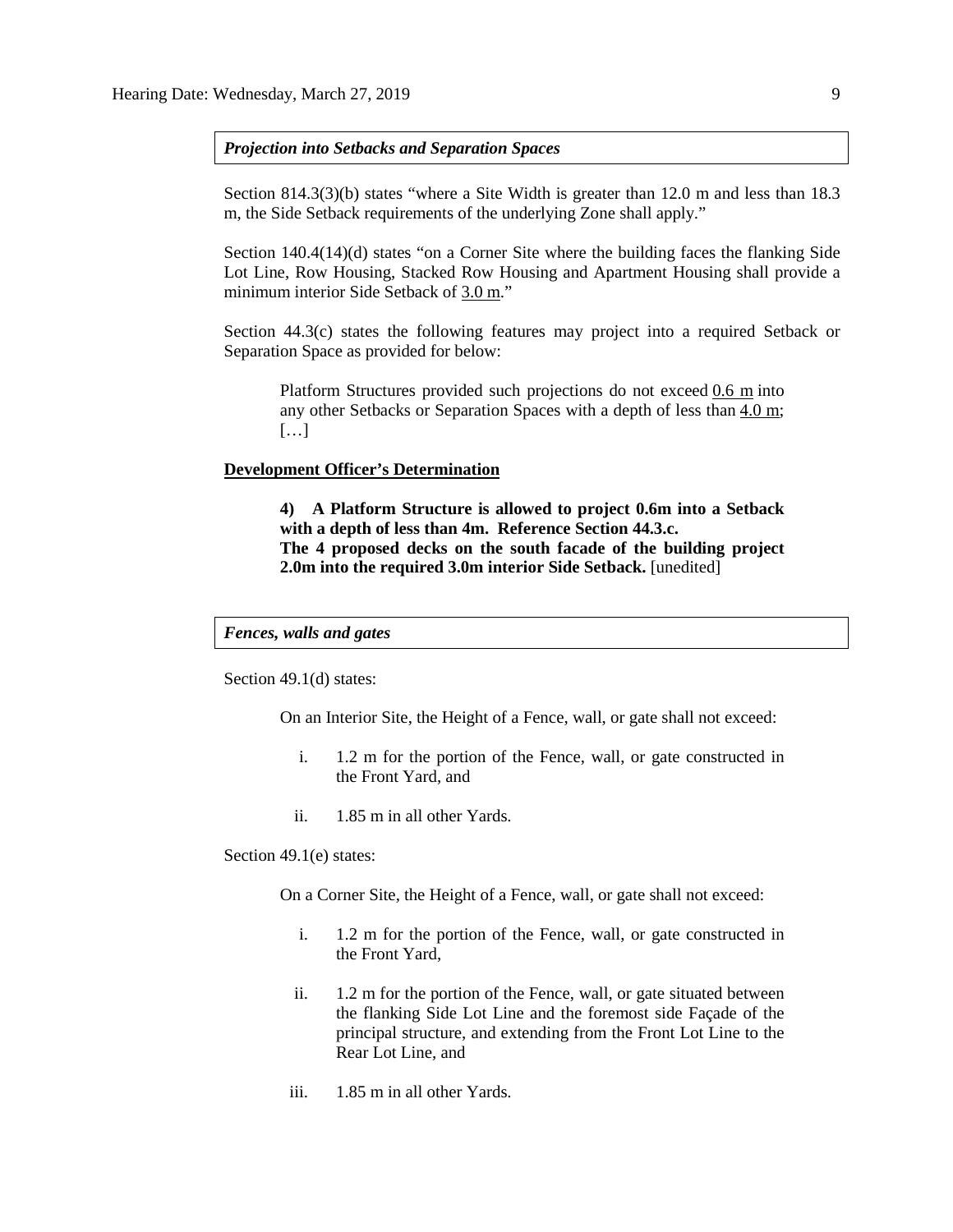***Projection into Setbacks and Separation Spaces***

Section 814.3(3)(b) states "where a Site Width is greater than 12.0 m and less than 18.3 m, the Side Setback requirements of the underlying Zone shall apply."

Section 140.4(14)(d) states "on a Corner Site where the building faces the flanking Side Lot Line, Row Housing, Stacked Row Housing and Apartment Housing shall provide a minimum interior Side Setback of 3.0 m."

Section 44.3(c) states the following features may project into a required Setback or Separation Space as provided for below:

> Platform Structures provided such projections do not exceed 0.6 m into any other Setbacks or Separation Spaces with a depth of less than 4.0 m; […]

**Development Officer's Determination**

> **4) A Platform Structure is allowed to project 0.6m into a Setback with a depth of less than 4m. Reference Section 44.3.c.**
> **The 4 proposed decks on the south facade of the building project 2.0m into the required 3.0m interior Side Setback.** [unedited]

***Fences, walls and gates***

Section 49.1(d) states:

> On an Interior Site, the Height of a Fence, wall, or gate shall not exceed:
>
> i. 1.2 m for the portion of the Fence, wall, or gate constructed in the Front Yard, and
>
> ii. 1.85 m in all other Yards.

Section 49.1(e) states:

> On a Corner Site, the Height of a Fence, wall, or gate shall not exceed:
>
> i. 1.2 m for the portion of the Fence, wall, or gate constructed in the Front Yard,
>
> ii. 1.2 m for the portion of the Fence, wall, or gate situated between the flanking Side Lot Line and the foremost side Façade of the principal structure, and extending from the Front Lot Line to the Rear Lot Line, and
>
> iii. 1.85 m in all other Yards.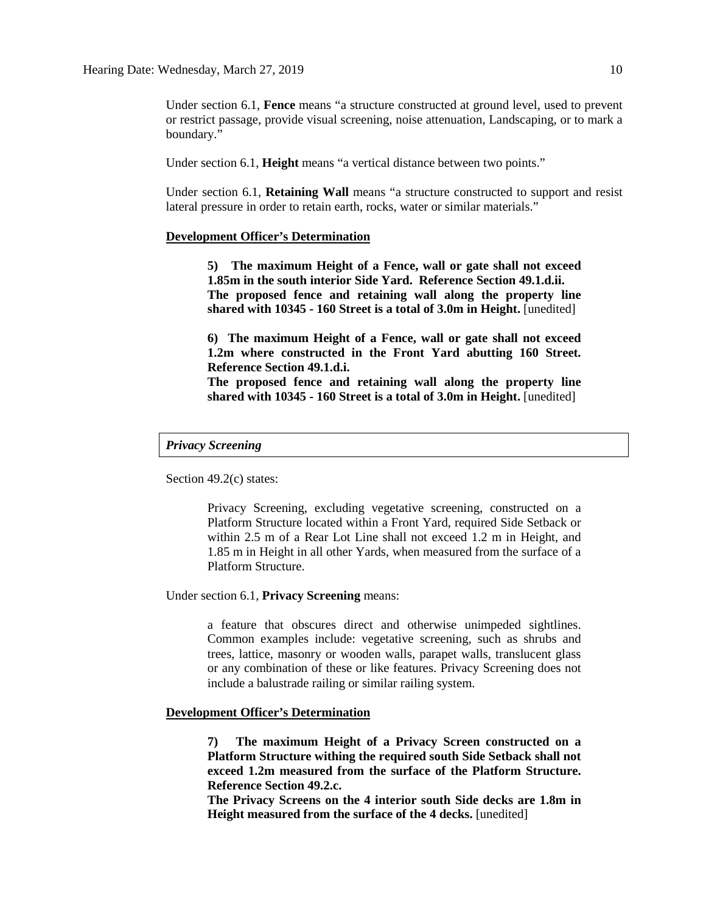Under section 6.1, **Fence** means "a structure constructed at ground level, used to prevent or restrict passage, provide visual screening, noise attenuation, Landscaping, or to mark a boundary."

Under section 6.1, **Height** means "a vertical distance between two points."

Under section 6.1, **Retaining Wall** means "a structure constructed to support and resist lateral pressure in order to retain earth, rocks, water or similar materials."

**Development Officer's Determination**

> **5) The maximum Height of a Fence, wall or gate shall not exceed 1.85m in the south interior Side Yard. Reference Section 49.1.d.ii.**
> **The proposed fence and retaining wall along the property line shared with 10345 - 160 Street is a total of 3.0m in Height.** [unedited]
>
> **6) The maximum Height of a Fence, wall or gate shall not exceed 1.2m where constructed in the Front Yard abutting 160 Street. Reference Section 49.1.d.i.**
> **The proposed fence and retaining wall along the property line shared with 10345 - 160 Street is a total of 3.0m in Height.** [unedited]

***Privacy Screening***

Section 49.2(c) states:

> Privacy Screening, excluding vegetative screening, constructed on a Platform Structure located within a Front Yard, required Side Setback or within 2.5 m of a Rear Lot Line shall not exceed 1.2 m in Height, and 1.85 m in Height in all other Yards, when measured from the surface of a Platform Structure.

Under section 6.1, **Privacy Screening** means:

> a feature that obscures direct and otherwise unimpeded sightlines. Common examples include: vegetative screening, such as shrubs and trees, lattice, masonry or wooden walls, parapet walls, translucent glass or any combination of these or like features. Privacy Screening does not include a balustrade railing or similar railing system.

**Development Officer's Determination**

> **7) The maximum Height of a Privacy Screen constructed on a Platform Structure withing the required south Side Setback shall not exceed 1.2m measured from the surface of the Platform Structure. Reference Section 49.2.c.**
> **The Privacy Screens on the 4 interior south Side decks are 1.8m in Height measured from the surface of the 4 decks.** [unedited]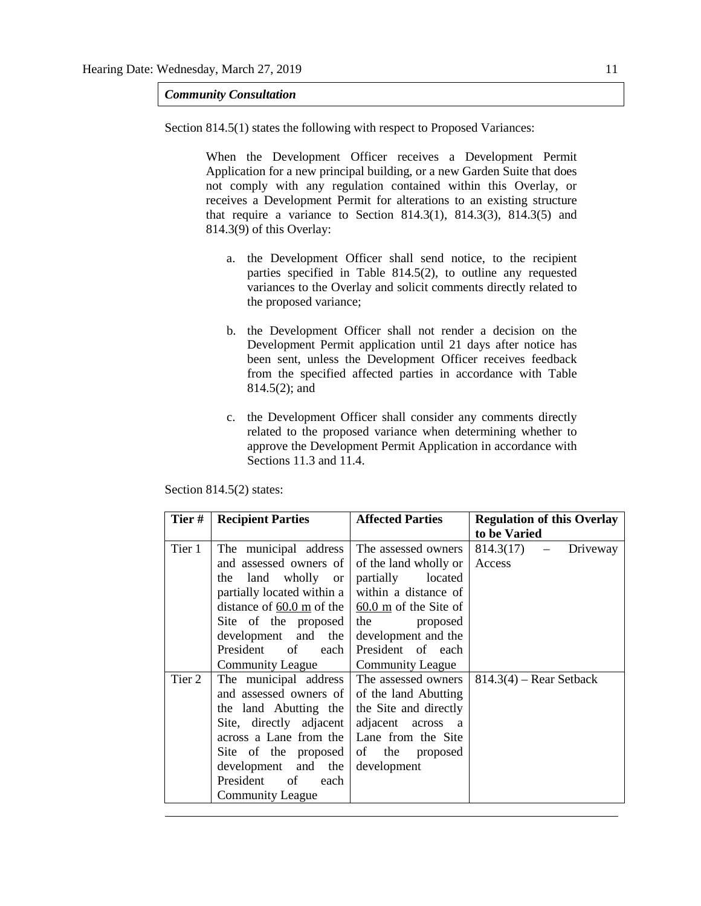***Community Consultation***

Section 814.5(1) states the following with respect to Proposed Variances:

> When the Development Officer receives a Development Permit Application for a new principal building, or a new Garden Suite that does not comply with any regulation contained within this Overlay, or receives a Development Permit for alterations to an existing structure that require a variance to Section 814.3(1), 814.3(3), 814.3(5) and 814.3(9) of this Overlay:
>
> a. the Development Officer shall send notice, to the recipient parties specified in Table 814.5(2), to outline any requested variances to the Overlay and solicit comments directly related to the proposed variance;
>
> b. the Development Officer shall not render a decision on the Development Permit application until 21 days after notice has been sent, unless the Development Officer receives feedback from the specified affected parties in accordance with Table 814.5(2); and
>
> c. the Development Officer shall consider any comments directly related to the proposed variance when determining whether to approve the Development Permit Application in accordance with Sections 11.3 and 11.4.

Section 814.5(2) states:

| Tier # | Recipient Parties | Affected Parties | Regulation of this Overlay to be Varied |
|---|---|---|---|
| Tier 1 | The municipal address and assessed owners of the land wholly or partially located within a distance of 60.0 m of the Site of the proposed development and the President of each Community League | The assessed owners of the land wholly or partially located within a distance of 60.0 m of the Site of the proposed development and the President of each Community League | 814.3(17) – Driveway Access |
| Tier 2 | The municipal address and assessed owners of the land Abutting the Site, directly adjacent across a Lane from the Site of the proposed development and the President of each Community League | The assessed owners of the land Abutting the Site and directly adjacent across a Lane from the Site of the proposed development | 814.3(4) – Rear Setback |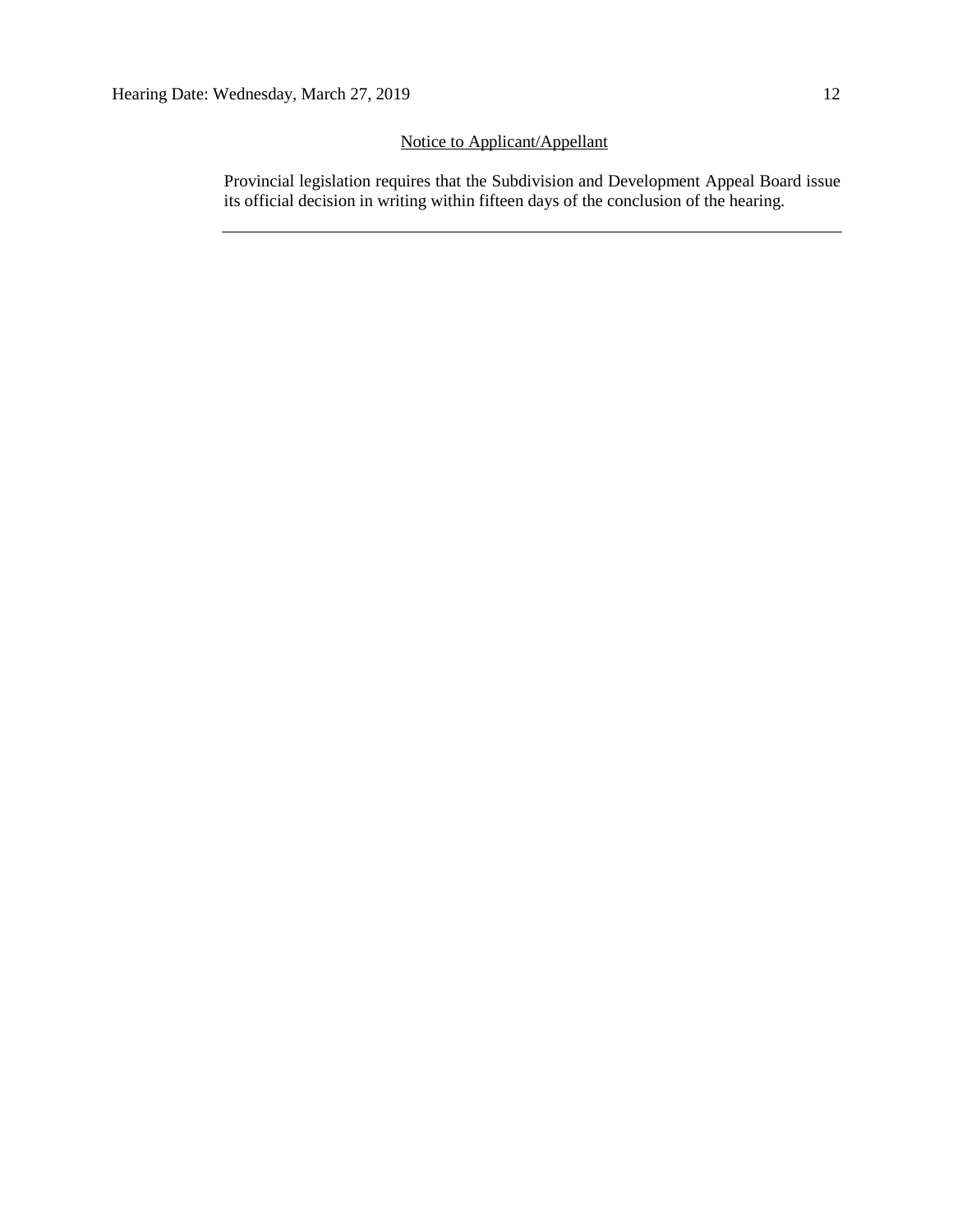Notice to Applicant/Appellant

Provincial legislation requires that the Subdivision and Development Appeal Board issue its official decision in writing within fifteen days of the conclusion of the hearing.

---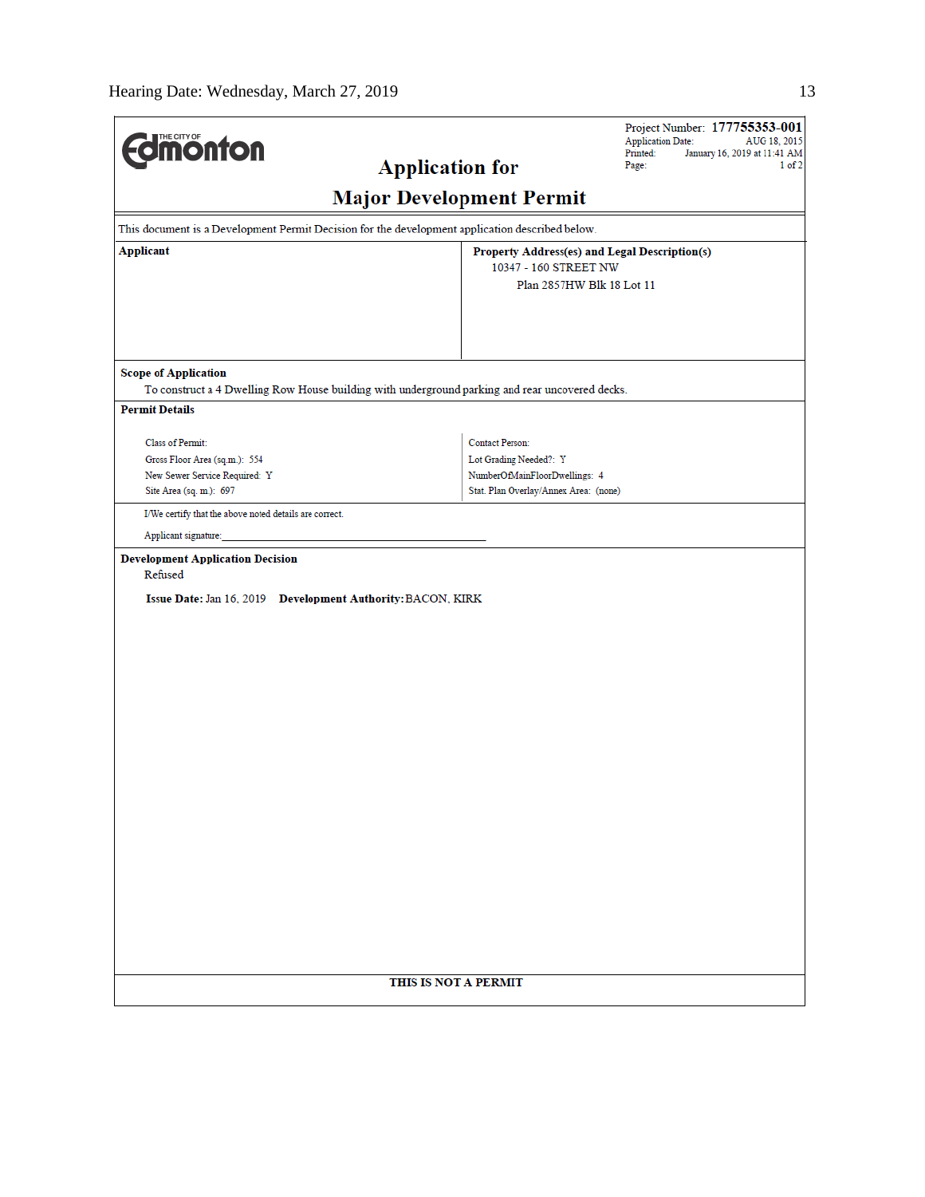THE CITY OF Edmonton

Project Number: **177755353-001**
Application Date: AUG 18, 2015
Printed: January 16, 2019 at 11:41 AM
Page: 1 of 2

# Application for Major Development Permit

This document is a Development Permit Decision for the development application described below.

| **Applicant** | **Property Address(es) and Legal Description(s)** |
|---|---|
| | 10347 - 160 STREET NW<br>Plan 2857HW Blk 18 Lot 11 |

**Scope of Application**

To construct a 4 Dwelling Row House building with underground parking and rear uncovered decks.

**Permit Details**

| | |
|---|---|
| Class of Permit: | Contact Person: |
| Gross Floor Area (sq.m.): 554 | Lot Grading Needed?: Y |
| New Sewer Service Required: Y | NumberOfMainFloorDwellings: 4 |
| Site Area (sq. m.): 697 | Stat. Plan Overlay/Annex Area: (none) |

I/We certify that the above noted details are correct.

Applicant signature:______________________________

**Development Application Decision**

Refused

**Issue Date:** Jan 16, 2019 **Development Authority:** BACON, KIRK

**THIS IS NOT A PERMIT**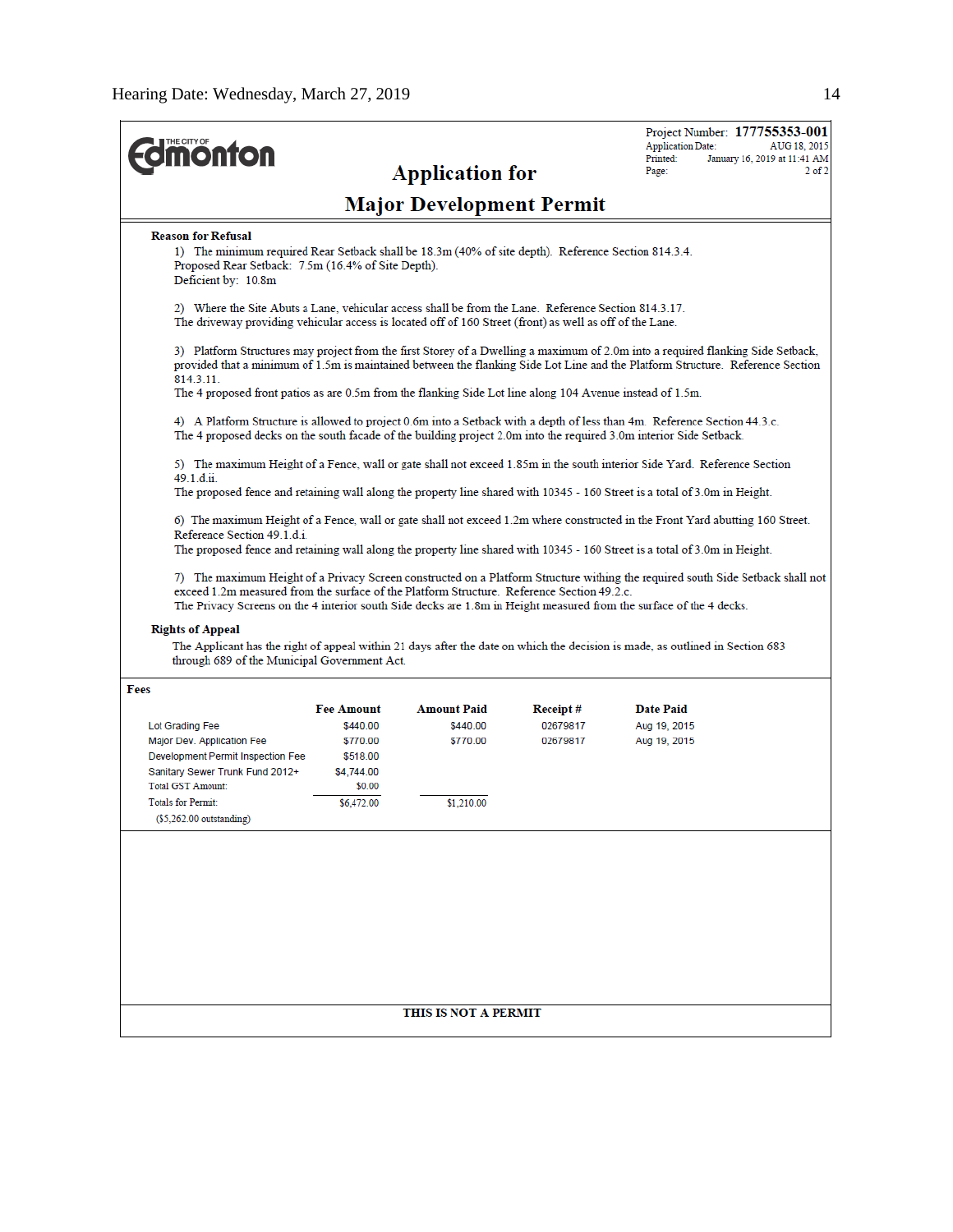THE CITY OF **Edmonton**

# Application for Major Development Permit

Project Number: **177755353-001**
Application Date: AUG 18, 2015
Printed: January 16, 2019 at 11:41 AM
Page: 2 of 2

**Reason for Refusal**

1) The minimum required Rear Setback shall be 18.3m (40% of site depth). Reference Section 814.3.4.
Proposed Rear Setback: 7.5m (16.4% of Site Depth).
Deficient by: 10.8m

2) Where the Site Abuts a Lane, vehicular access shall be from the Lane. Reference Section 814.3.17.
The driveway providing vehicular access is located off of 160 Street (front) as well as off of the Lane.

3) Platform Structures may project from the first Storey of a Dwelling a maximum of 2.0m into a required flanking Side Setback, provided that a minimum of 1.5m is maintained between the flanking Side Lot Line and the Platform Structure. Reference Section 814.3.11.
The 4 proposed front patios as are 0.5m from the flanking Side Lot line along 104 Avenue instead of 1.5m.

4) A Platform Structure is allowed to project 0.6m into a Setback with a depth of less than 4m. Reference Section 44.3.c.
The 4 proposed decks on the south facade of the building project 2.0m into the required 3.0m interior Side Setback.

5) The maximum Height of a Fence, wall or gate shall not exceed 1.85m in the south interior Side Yard. Reference Section 49.1.d.ii.
The proposed fence and retaining wall along the property line shared with 10345 - 160 Street is a total of 3.0m in Height.

6) The maximum Height of a Fence, wall or gate shall not exceed 1.2m where constructed in the Front Yard abutting 160 Street. Reference Section 49.1.d.i.
The proposed fence and retaining wall along the property line shared with 10345 - 160 Street is a total of 3.0m in Height.

7) The maximum Height of a Privacy Screen constructed on a Platform Structure withing the required south Side Setback shall not exceed 1.2m measured from the surface of the Platform Structure. Reference Section 49.2.c.
The Privacy Screens on the 4 interior south Side decks are 1.8m in Height measured from the surface of the 4 decks.

**Rights of Appeal**

The Applicant has the right of appeal within 21 days after the date on which the decision is made, as outlined in Section 683 through 689 of the Municipal Government Act.

**Fees**

| | Fee Amount | Amount Paid | Receipt # | Date Paid |
|---|---|---|---|---|
| Lot Grading Fee | $440.00 | $440.00 | 02679817 | Aug 19, 2015 |
| Major Dev. Application Fee | $770.00 | $770.00 | 02679817 | Aug 19, 2015 |
| Development Permit Inspection Fee | $518.00 | | | |
| Sanitary Sewer Trunk Fund 2012+ | $4,744.00 | | | |
| Total GST Amount: | $0.00 | | | |
| Totals for Permit: | $6,472.00 | $1,210.00 | | |
| ($5,262.00 outstanding) | | | | |

**THIS IS NOT A PERMIT**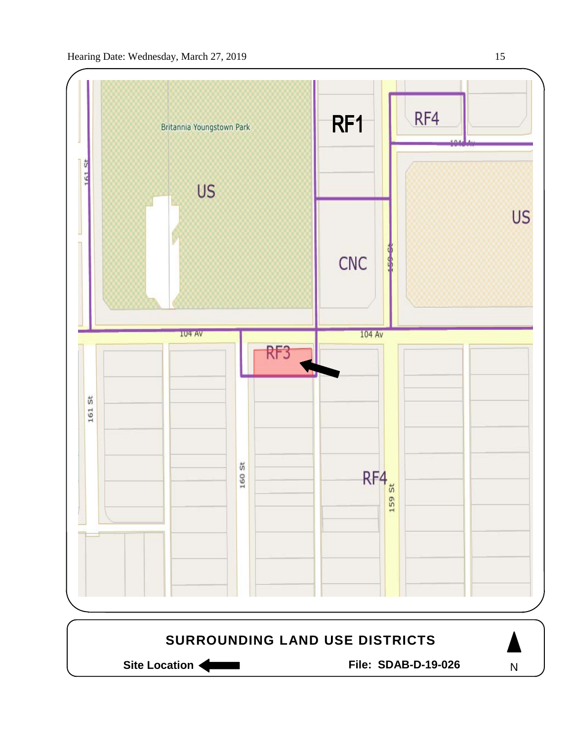SURROUNDING LAND USE DISTRICTS

Site Location ⟵

File: SDAB-D-19-026

N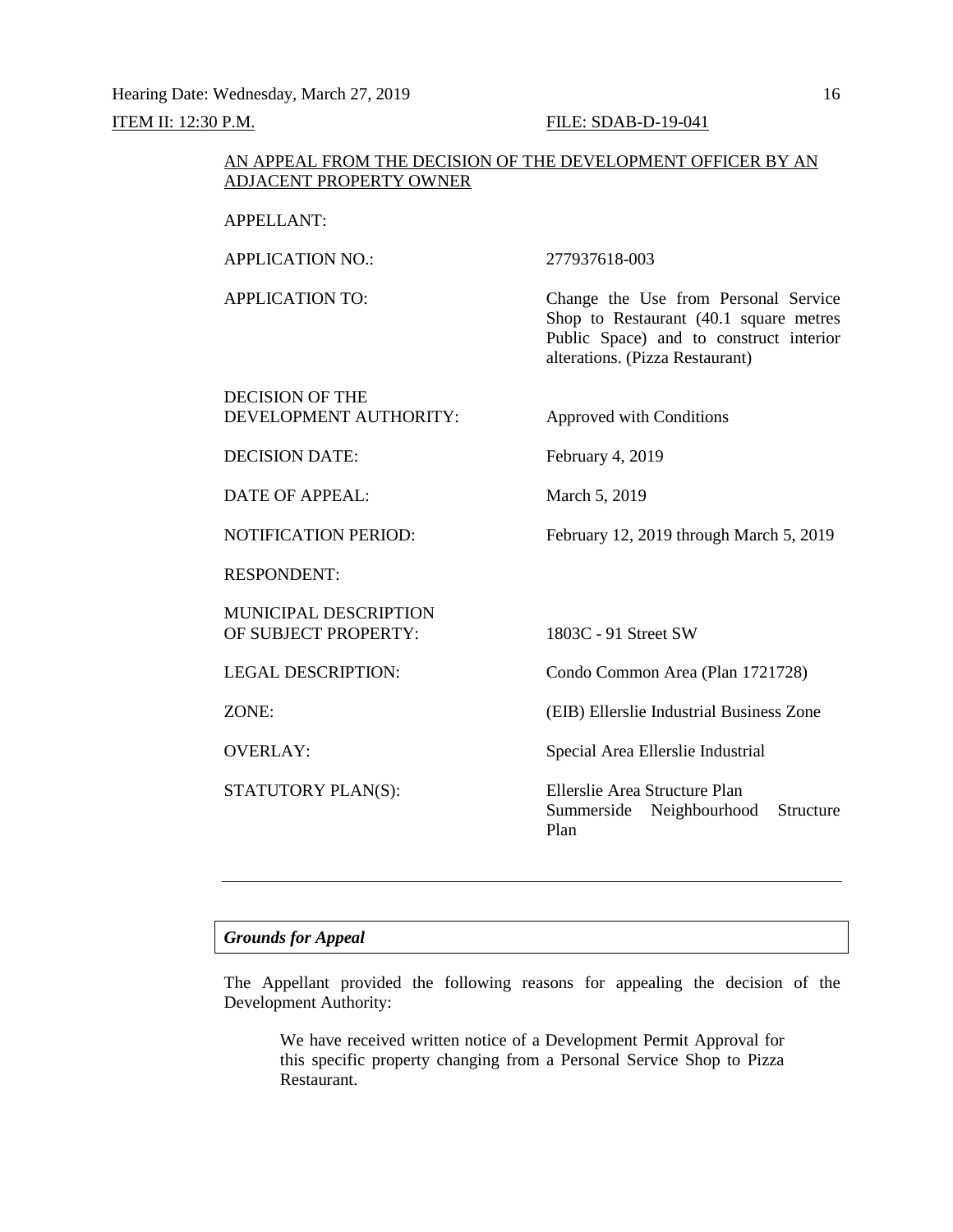Hearing Date: Wednesday, March 27, 2019

ITEM II: 12:30 P.M. FILE: SDAB-D-19-041

AN APPEAL FROM THE DECISION OF THE DEVELOPMENT OFFICER BY AN ADJACENT PROPERTY OWNER

| | |
|---|---|
| APPELLANT: | |
| APPLICATION NO.: | 277937618-003 |
| APPLICATION TO: | Change the Use from Personal Service Shop to Restaurant (40.1 square metres Public Space) and to construct interior alterations. (Pizza Restaurant) |
| DECISION OF THE DEVELOPMENT AUTHORITY: | Approved with Conditions |
| DECISION DATE: | February 4, 2019 |
| DATE OF APPEAL: | March 5, 2019 |
| NOTIFICATION PERIOD: | February 12, 2019 through March 5, 2019 |
| RESPONDENT: | |
| MUNICIPAL DESCRIPTION OF SUBJECT PROPERTY: | 1803C - 91 Street SW |
| LEGAL DESCRIPTION: | Condo Common Area (Plan 1721728) |
| ZONE: | (EIB) Ellerslie Industrial Business Zone |
| OVERLAY: | Special Area Ellerslie Industrial |
| STATUTORY PLAN(S): | Ellerslie Area Structure Plan<br>Summerside Neighbourhood Structure Plan |

---

*Grounds for Appeal*

The Appellant provided the following reasons for appealing the decision of the Development Authority:

> We have received written notice of a Development Permit Approval for this specific property changing from a Personal Service Shop to Pizza Restaurant.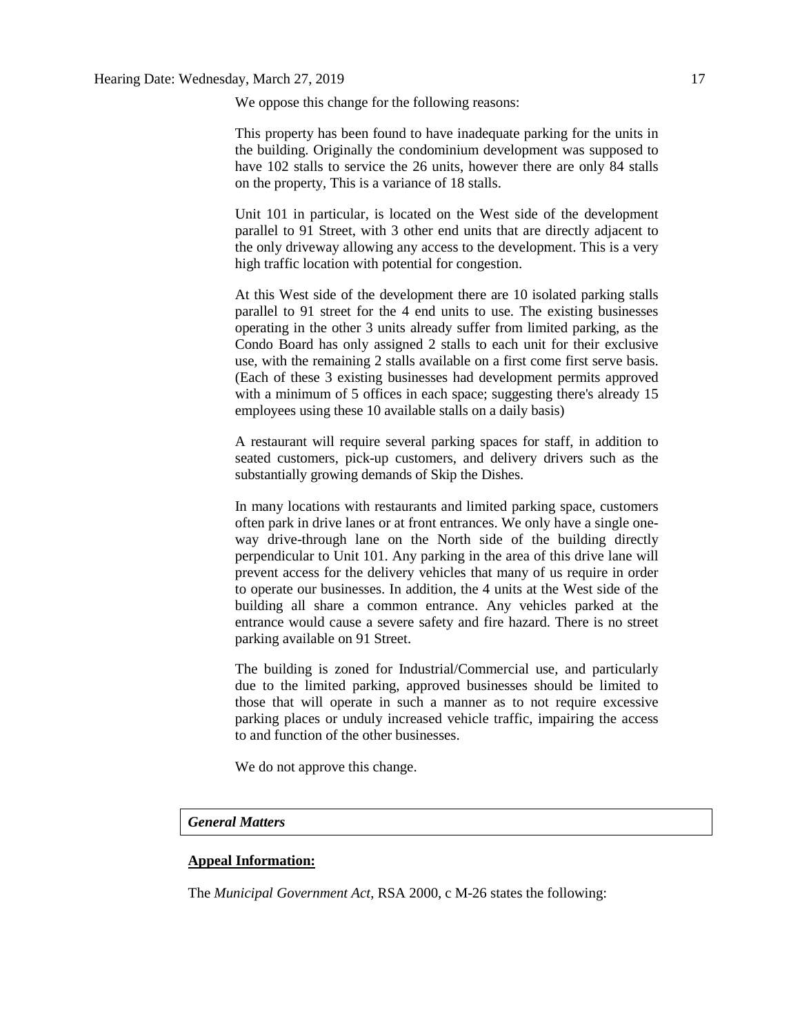We oppose this change for the following reasons:

This property has been found to have inadequate parking for the units in the building. Originally the condominium development was supposed to have 102 stalls to service the 26 units, however there are only 84 stalls on the property, This is a variance of 18 stalls.

Unit 101 in particular, is located on the West side of the development parallel to 91 Street, with 3 other end units that are directly adjacent to the only driveway allowing any access to the development. This is a very high traffic location with potential for congestion.

At this West side of the development there are 10 isolated parking stalls parallel to 91 street for the 4 end units to use. The existing businesses operating in the other 3 units already suffer from limited parking, as the Condo Board has only assigned 2 stalls to each unit for their exclusive use, with the remaining 2 stalls available on a first come first serve basis. (Each of these 3 existing businesses had development permits approved with a minimum of 5 offices in each space; suggesting there's already 15 employees using these 10 available stalls on a daily basis)

A restaurant will require several parking spaces for staff, in addition to seated customers, pick-up customers, and delivery drivers such as the substantially growing demands of Skip the Dishes.

In many locations with restaurants and limited parking space, customers often park in drive lanes or at front entrances. We only have a single one-way drive-through lane on the North side of the building directly perpendicular to Unit 101. Any parking in the area of this drive lane will prevent access for the delivery vehicles that many of us require in order to operate our businesses. In addition, the 4 units at the West side of the building all share a common entrance. Any vehicles parked at the entrance would cause a severe safety and fire hazard. There is no street parking available on 91 Street.

The building is zoned for Industrial/Commercial use, and particularly due to the limited parking, approved businesses should be limited to those that will operate in such a manner as to not require excessive parking places or unduly increased vehicle traffic, impairing the access to and function of the other businesses.

We do not approve this change.

***General Matters***

**Appeal Information:**

The *Municipal Government Act*, RSA 2000, c M-26 states the following: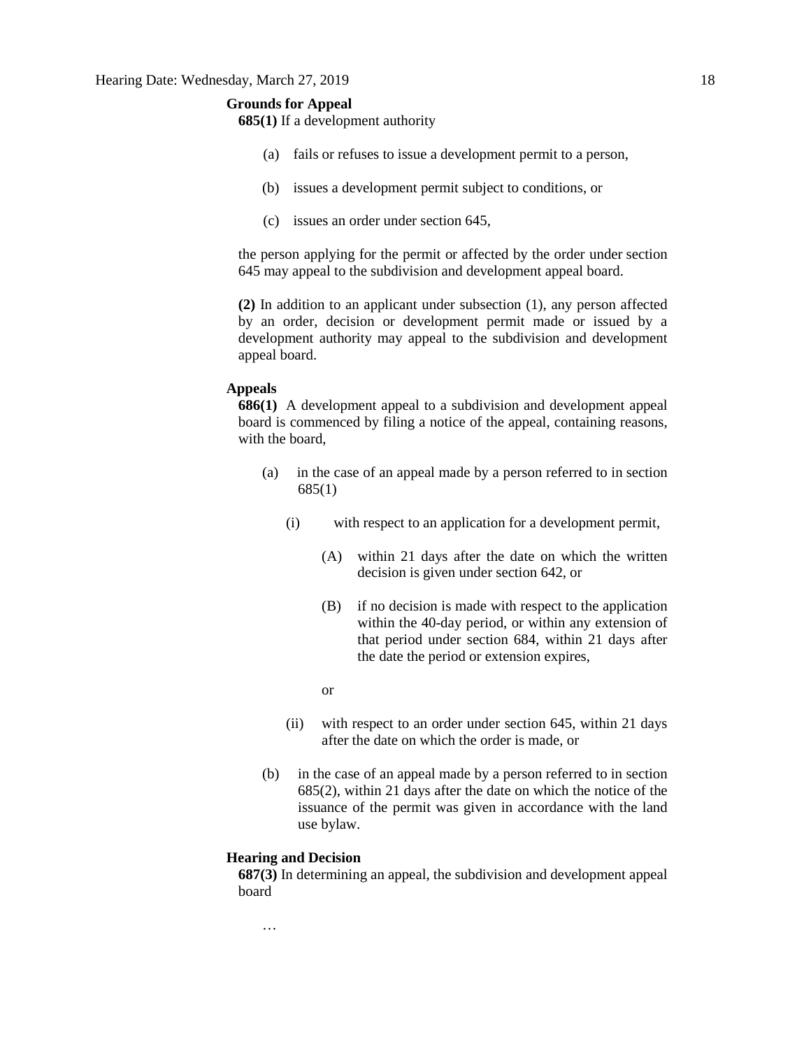**Grounds for Appeal**

**685(1)** If a development authority

(a) fails or refuses to issue a development permit to a person,

(b) issues a development permit subject to conditions, or

(c) issues an order under section 645,

the person applying for the permit or affected by the order under section 645 may appeal to the subdivision and development appeal board.

**(2)** In addition to an applicant under subsection (1), any person affected by an order, decision or development permit made or issued by a development authority may appeal to the subdivision and development appeal board.

**Appeals**

**686(1)** A development appeal to a subdivision and development appeal board is commenced by filing a notice of the appeal, containing reasons, with the board,

(a) in the case of an appeal made by a person referred to in section 685(1)

(i) with respect to an application for a development permit,

(A) within 21 days after the date on which the written decision is given under section 642, or

(B) if no decision is made with respect to the application within the 40-day period, or within any extension of that period under section 684, within 21 days after the date the period or extension expires,

or

(ii) with respect to an order under section 645, within 21 days after the date on which the order is made, or

(b) in the case of an appeal made by a person referred to in section 685(2), within 21 days after the date on which the notice of the issuance of the permit was given in accordance with the land use bylaw.

**Hearing and Decision**

**687(3)** In determining an appeal, the subdivision and development appeal board

…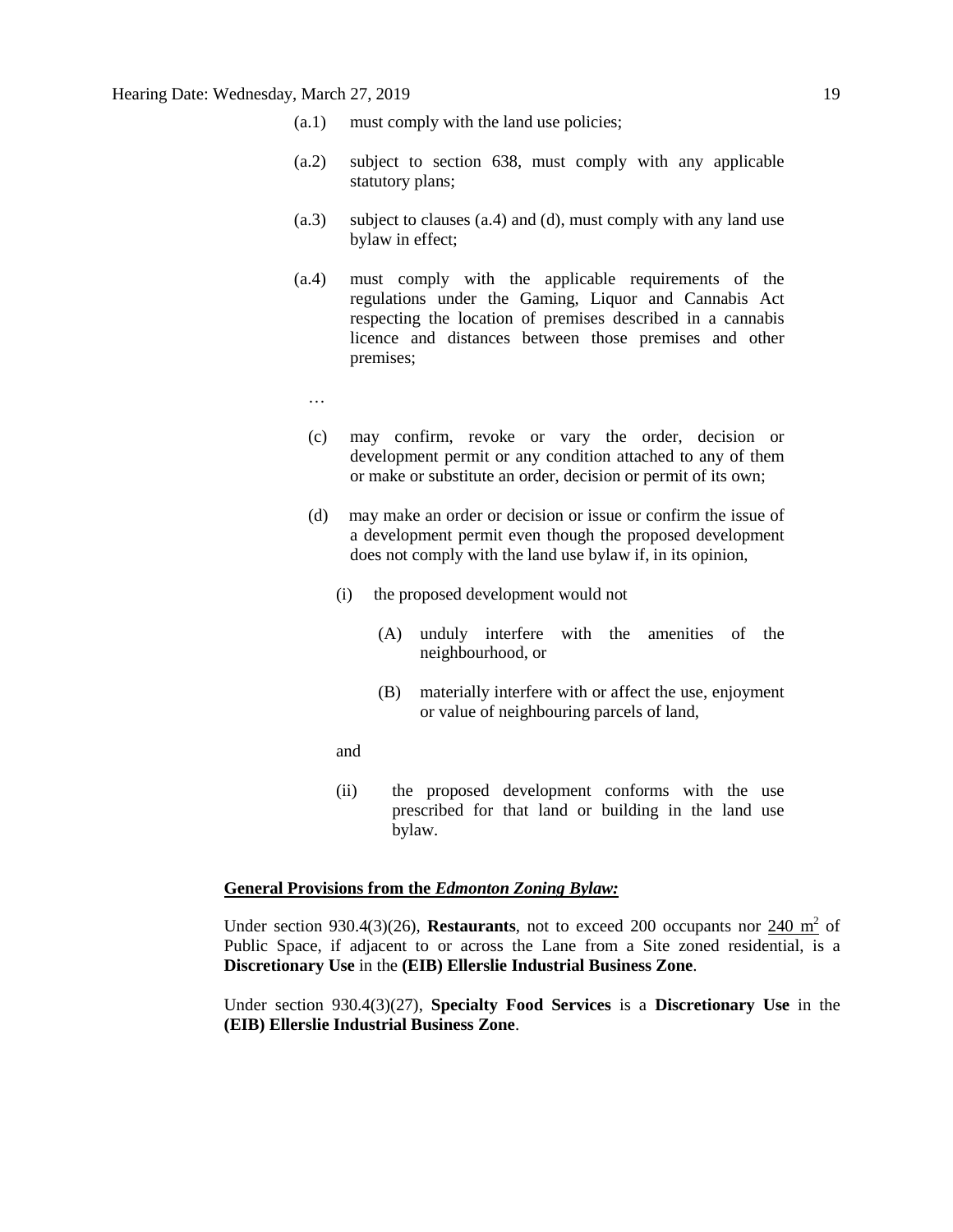(a.1) must comply with the land use policies;

(a.2) subject to section 638, must comply with any applicable statutory plans;

(a.3) subject to clauses (a.4) and (d), must comply with any land use bylaw in effect;

(a.4) must comply with the applicable requirements of the regulations under the Gaming, Liquor and Cannabis Act respecting the location of premises described in a cannabis licence and distances between those premises and other premises;

…

(c) may confirm, revoke or vary the order, decision or development permit or any condition attached to any of them or make or substitute an order, decision or permit of its own;

(d) may make an order or decision or issue or confirm the issue of a development permit even though the proposed development does not comply with the land use bylaw if, in its opinion,

(i) the proposed development would not

(A) unduly interfere with the amenities of the neighbourhood, or

(B) materially interfere with or affect the use, enjoyment or value of neighbouring parcels of land,

and

(ii) the proposed development conforms with the use prescribed for that land or building in the land use bylaw.

**General Provisions from the *Edmonton Zoning Bylaw:***

Under section 930.4(3)(26), **Restaurants**, not to exceed 200 occupants nor 240 $m^2$ of Public Space, if adjacent to or across the Lane from a Site zoned residential, is a **Discretionary Use** in the **(EIB) Ellerslie Industrial Business Zone**.

Under section 930.4(3)(27), **Specialty Food Services** is a **Discretionary Use** in the **(EIB) Ellerslie Industrial Business Zone**.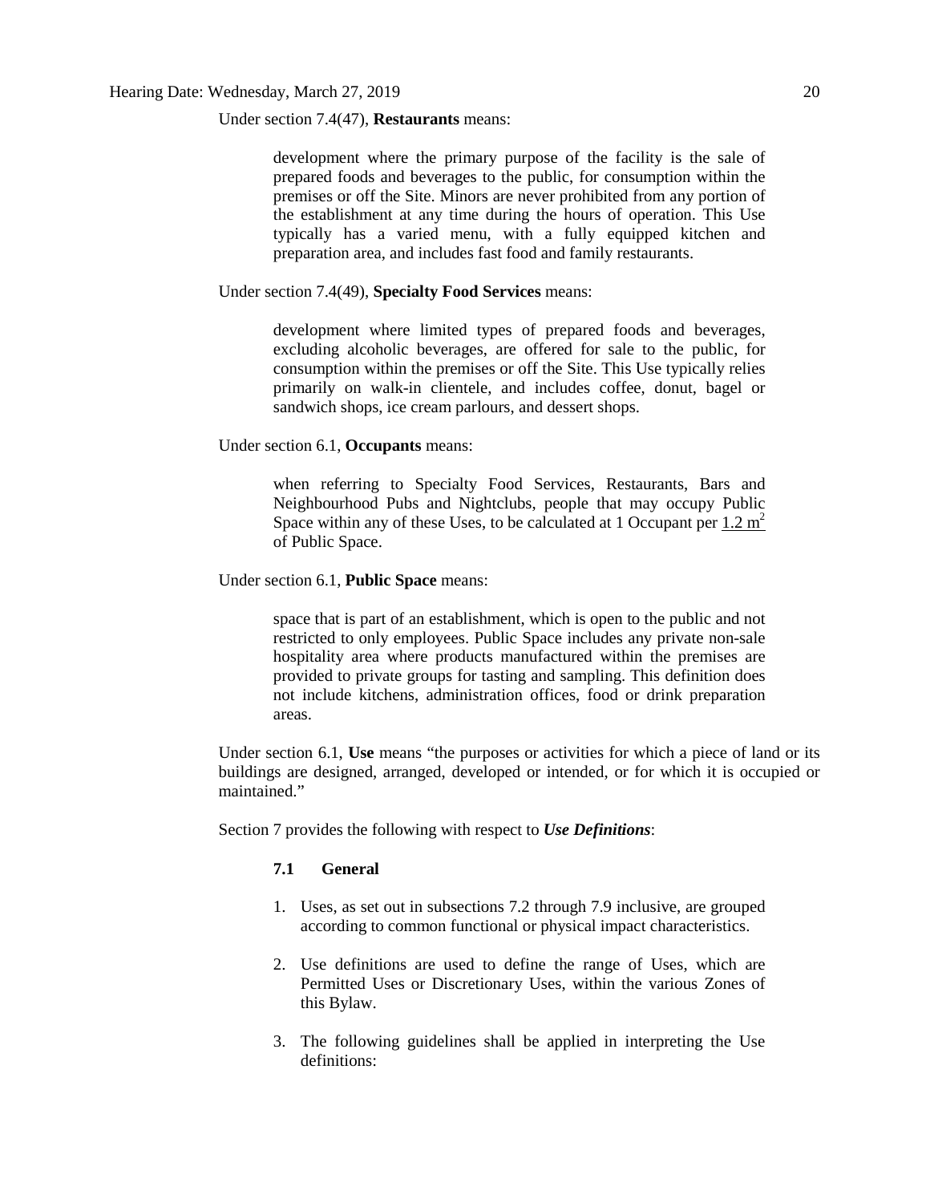Under section 7.4(47), **Restaurants** means:

> development where the primary purpose of the facility is the sale of prepared foods and beverages to the public, for consumption within the premises or off the Site. Minors are never prohibited from any portion of the establishment at any time during the hours of operation. This Use typically has a varied menu, with a fully equipped kitchen and preparation area, and includes fast food and family restaurants.

Under section 7.4(49), **Specialty Food Services** means:

> development where limited types of prepared foods and beverages, excluding alcoholic beverages, are offered for sale to the public, for consumption within the premises or off the Site. This Use typically relies primarily on walk-in clientele, and includes coffee, donut, bagel or sandwich shops, ice cream parlours, and dessert shops.

Under section 6.1, **Occupants** means:

> when referring to Specialty Food Services, Restaurants, Bars and Neighbourhood Pubs and Nightclubs, people that may occupy Public Space within any of these Uses, to be calculated at 1 Occupant per 1.2 $m^2$ of Public Space.

Under section 6.1, **Public Space** means:

> space that is part of an establishment, which is open to the public and not restricted to only employees. Public Space includes any private non-sale hospitality area where products manufactured within the premises are provided to private groups for tasting and sampling. This definition does not include kitchens, administration offices, food or drink preparation areas.

Under section 6.1, **Use** means "the purposes or activities for which a piece of land or its buildings are designed, arranged, developed or intended, or for which it is occupied or maintained."

Section 7 provides the following with respect to ***Use Definitions***:

> **7.1 General**
>
> 1. Uses, as set out in subsections 7.2 through 7.9 inclusive, are grouped according to common functional or physical impact characteristics.
>
> 2. Use definitions are used to define the range of Uses, which are Permitted Uses or Discretionary Uses, within the various Zones of this Bylaw.
>
> 3. The following guidelines shall be applied in interpreting the Use definitions: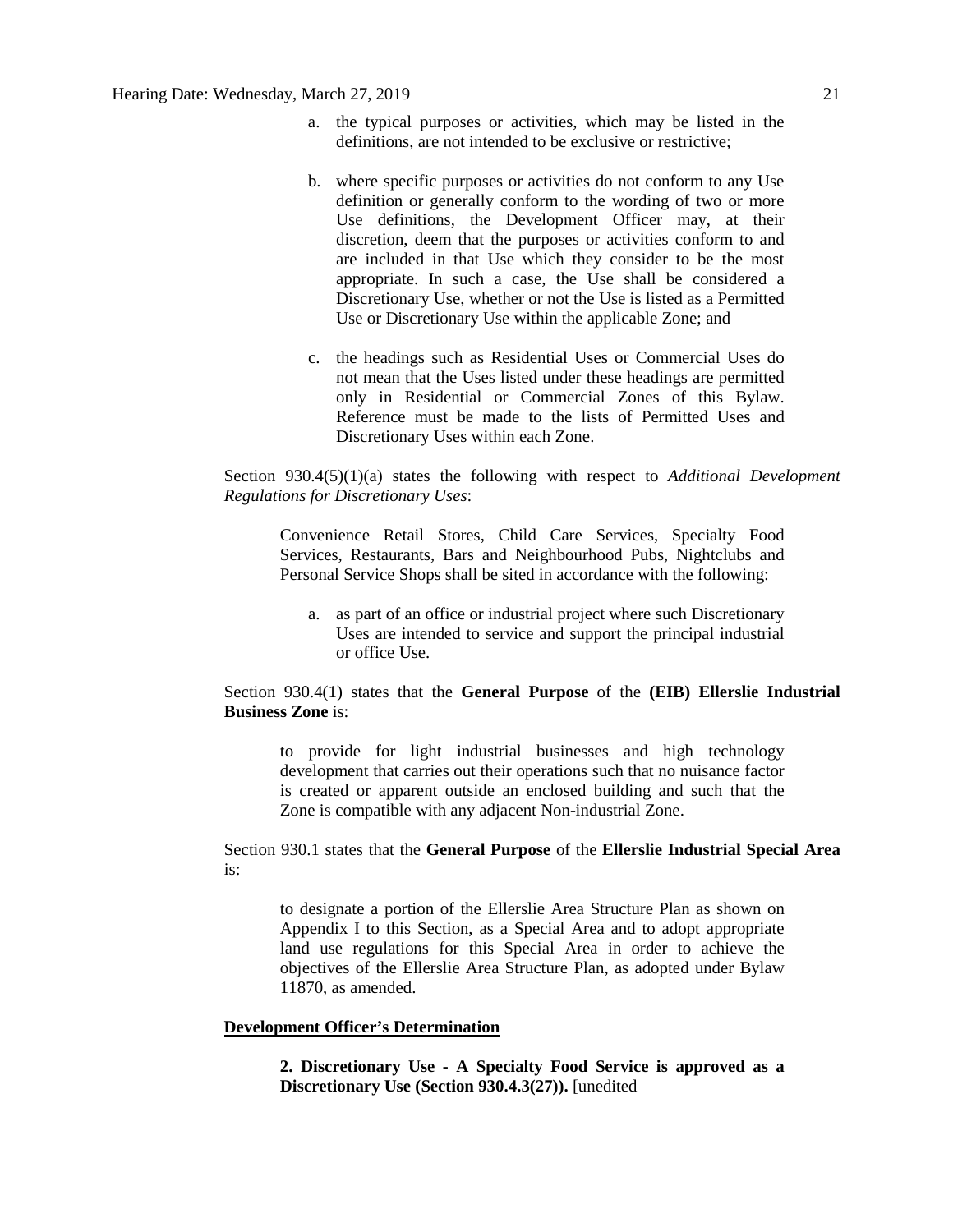a. the typical purposes or activities, which may be listed in the definitions, are not intended to be exclusive or restrictive;

b. where specific purposes or activities do not conform to any Use definition or generally conform to the wording of two or more Use definitions, the Development Officer may, at their discretion, deem that the purposes or activities conform to and are included in that Use which they consider to be the most appropriate. In such a case, the Use shall be considered a Discretionary Use, whether or not the Use is listed as a Permitted Use or Discretionary Use within the applicable Zone; and

c. the headings such as Residential Uses or Commercial Uses do not mean that the Uses listed under these headings are permitted only in Residential or Commercial Zones of this Bylaw. Reference must be made to the lists of Permitted Uses and Discretionary Uses within each Zone.

Section 930.4(5)(1)(a) states the following with respect to *Additional Development Regulations for Discretionary Uses*:

> Convenience Retail Stores, Child Care Services, Specialty Food Services, Restaurants, Bars and Neighbourhood Pubs, Nightclubs and Personal Service Shops shall be sited in accordance with the following:
>
> a. as part of an office or industrial project where such Discretionary Uses are intended to service and support the principal industrial or office Use.

Section 930.4(1) states that the **General Purpose** of the **(EIB) Ellerslie Industrial Business Zone** is:

> to provide for light industrial businesses and high technology development that carries out their operations such that no nuisance factor is created or apparent outside an enclosed building and such that the Zone is compatible with any adjacent Non-industrial Zone.

Section 930.1 states that the **General Purpose** of the **Ellerslie Industrial Special Area** is:

> to designate a portion of the Ellerslie Area Structure Plan as shown on Appendix I to this Section, as a Special Area and to adopt appropriate land use regulations for this Special Area in order to achieve the objectives of the Ellerslie Area Structure Plan, as adopted under Bylaw 11870, as amended.

**Development Officer's Determination**

> **2. Discretionary Use - A Specialty Food Service is approved as a Discretionary Use (Section 930.4.3(27)).** [unedited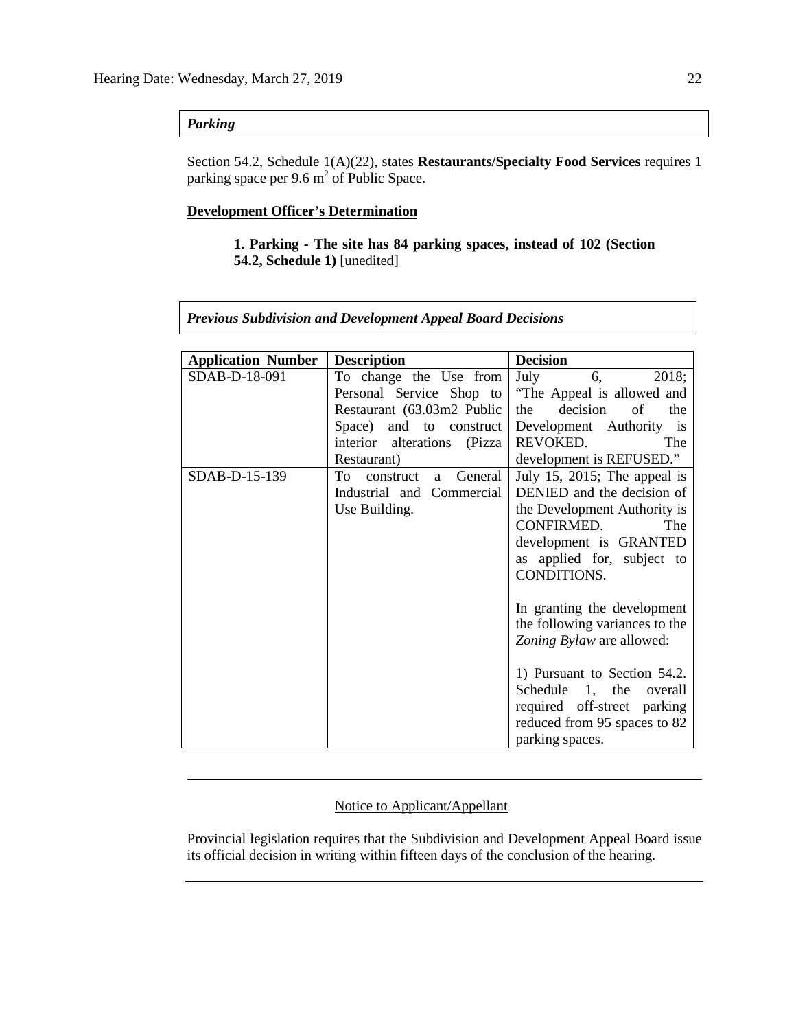***Parking***

Section 54.2, Schedule 1(A)(22), states **Restaurants/Specialty Food Services** requires 1 parking space per $9.6 m^2$ of Public Space.

**Development Officer's Determination**

> **1. Parking - The site has 84 parking spaces, instead of 102 (Section 54.2, Schedule 1)** [unedited]

***Previous Subdivision and Development Appeal Board Decisions***

| **Application Number** | **Description** | **Decision** |
|---|---|---|
| SDAB-D-18-091 | To change the Use from Personal Service Shop to Restaurant (63.03m2 Public Space) and to construct interior alterations (Pizza Restaurant) | July 6, 2018; "The Appeal is allowed and the decision of the Development Authority is REVOKED. The development is REFUSED." |
| SDAB-D-15-139 | To construct a General Industrial and Commercial Use Building. | July 15, 2015; The appeal is DENIED and the decision of the Development Authority is CONFIRMED. The development is GRANTED as applied for, subject to CONDITIONS.<br><br>In granting the development the following variances to the *Zoning Bylaw* are allowed:<br><br>1) Pursuant to Section 54.2. Schedule 1, the overall required off-street parking reduced from 95 spaces to 82 parking spaces. |

---

Notice to Applicant/Appellant

Provincial legislation requires that the Subdivision and Development Appeal Board issue its official decision in writing within fifteen days of the conclusion of the hearing.

---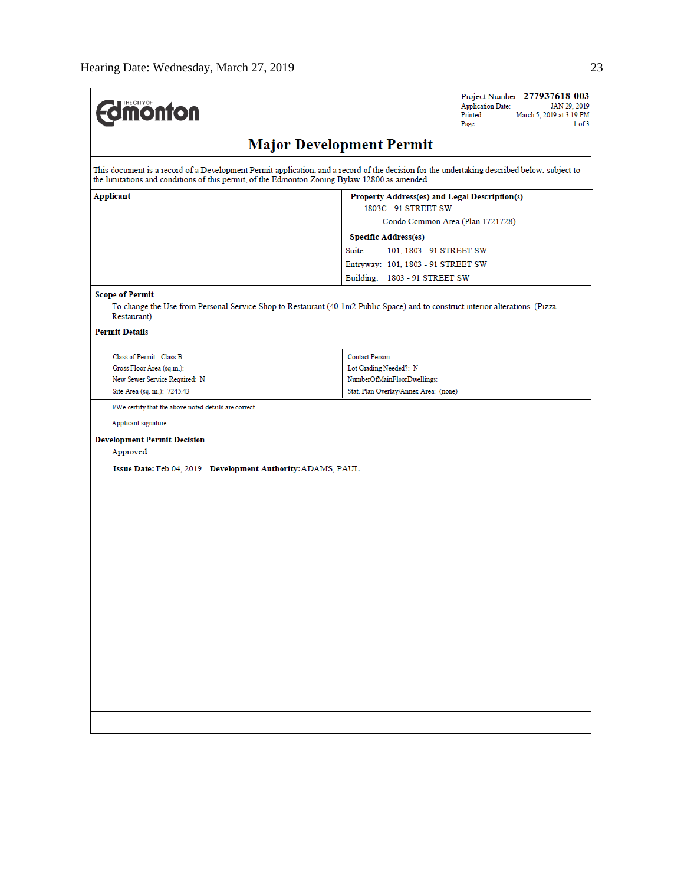THE CITY OF **Edmonton**

Project Number: **277937618-003**
Application Date: JAN 29, 2019
Printed: March 5, 2019 at 3:19 PM
Page: 1 of 3

# Major Development Permit

This document is a record of a Development Permit application, and a record of the decision for the undertaking described below, subject to the limitations and conditions of this permit, of the Edmonton Zoning Bylaw 12800 as amended.

| **Applicant** | **Property Address(es) and Legal Description(s)** |
|---|---|
| | 1803C - 91 STREET SW<br>Condo Common Area (Plan 1721728) |
| | **Specific Address(es)**<br>Suite: 101, 1803 - 91 STREET SW<br>Entryway: 101, 1803 - 91 STREET SW<br>Building: 1803 - 91 STREET SW |

**Scope of Permit**

To change the Use from Personal Service Shop to Restaurant (40.1m2 Public Space) and to construct interior alterations. (Pizza Restaurant)

**Permit Details**

| | |
|---|---|
| Class of Permit: Class B | Contact Person: |
| Gross Floor Area (sq.m.): | Lot Grading Needed?: N |
| New Sewer Service Required: N | NumberOfMainFloorDwellings: |
| Site Area (sq. m.): 7245.43 | Stat. Plan Overlay/Annex Area: (none) |

I/We certify that the above noted details are correct.

Applicant signature:______________________________

**Development Permit Decision**

Approved

**Issue Date:** Feb 04, 2019 **Development Authority:** ADAMS, PAUL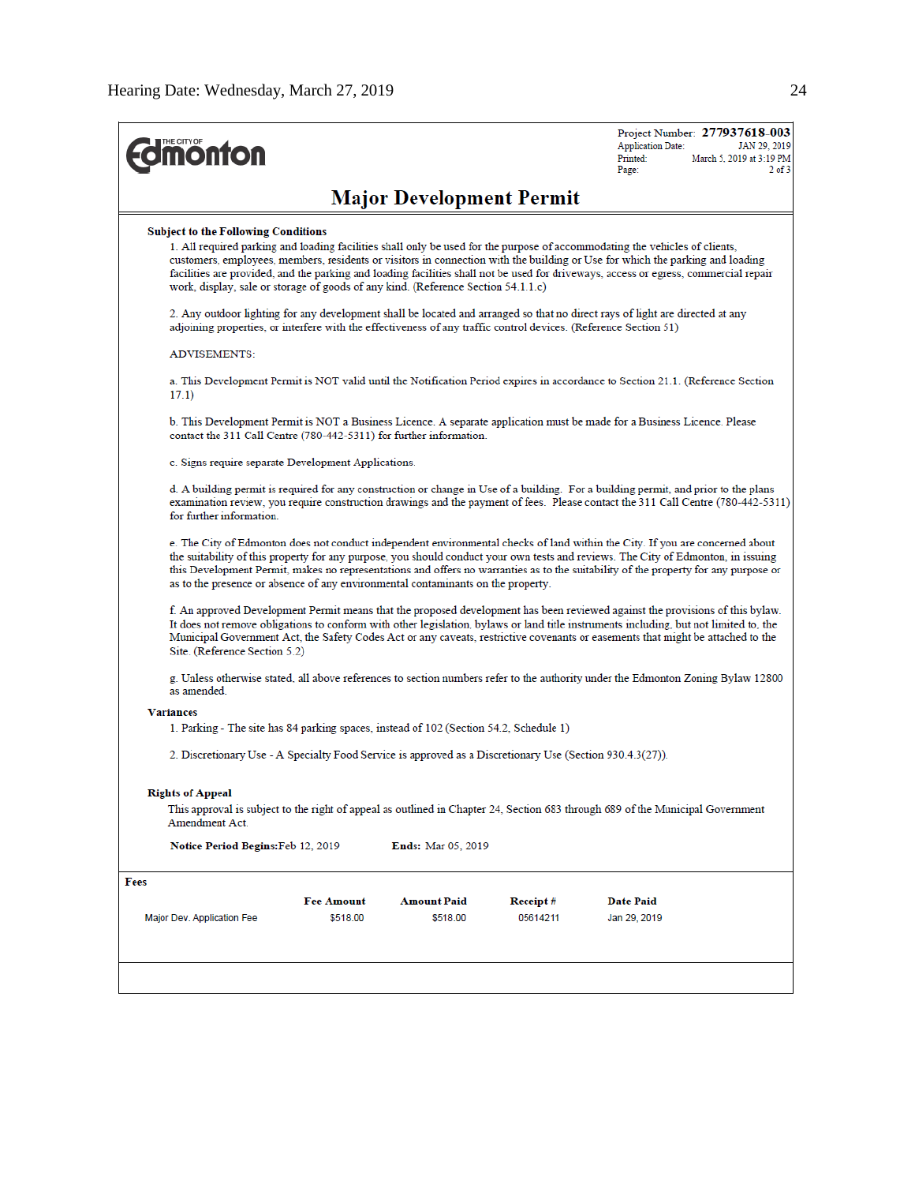Project Number: **277937618-003**
Application Date: JAN 29, 2019
Printed: March 5, 2019 at 3:19 PM
Page: 2 of 3

# Major Development Permit

**Subject to the Following Conditions**

1. All required parking and loading facilities shall only be used for the purpose of accommodating the vehicles of clients, customers, employees, members, residents or visitors in connection with the building or Use for which the parking and loading facilities are provided, and the parking and loading facilities shall not be used for driveways, access or egress, commercial repair work, display, sale or storage of goods of any kind. (Reference Section 54.1.1.c)

2. Any outdoor lighting for any development shall be located and arranged so that no direct rays of light are directed at any adjoining properties, or interfere with the effectiveness of any traffic control devices. (Reference Section 51)

ADVISEMENTS:

a. This Development Permit is NOT valid until the Notification Period expires in accordance to Section 21.1. (Reference Section 17.1)

b. This Development Permit is NOT a Business Licence. A separate application must be made for a Business Licence. Please contact the 311 Call Centre (780-442-5311) for further information.

c. Signs require separate Development Applications.

d. A building permit is required for any construction or change in Use of a building. For a building permit, and prior to the plans examination review, you require construction drawings and the payment of fees. Please contact the 311 Call Centre (780-442-5311) for further information.

e. The City of Edmonton does not conduct independent environmental checks of land within the City. If you are concerned about the suitability of this property for any purpose, you should conduct your own tests and reviews. The City of Edmonton, in issuing this Development Permit, makes no representations and offers no warranties as to the suitability of the property for any purpose or as to the presence or absence of any environmental contaminants on the property.

f. An approved Development Permit means that the proposed development has been reviewed against the provisions of this bylaw. It does not remove obligations to conform with other legislation, bylaws or land title instruments including, but not limited to, the Municipal Government Act, the Safety Codes Act or any caveats, restrictive covenants or easements that might be attached to the Site. (Reference Section 5.2)

g. Unless otherwise stated, all above references to section numbers refer to the authority under the Edmonton Zoning Bylaw 12800 as amended.

**Variances**

1. Parking - The site has 84 parking spaces, instead of 102 (Section 54.2, Schedule 1)

2. Discretionary Use - A Specialty Food Service is approved as a Discretionary Use (Section 930.4.3(27)).

**Rights of Appeal**

This approval is subject to the right of appeal as outlined in Chapter 24, Section 683 through 689 of the Municipal Government Amendment Act.

**Notice Period Begins:** Feb 12, 2019 **Ends:** Mar 05, 2019

**Fees**

| | Fee Amount | Amount Paid | Receipt # | Date Paid |
|---|---|---|---|---|
| Major Dev. Application Fee | $518.00 | $518.00 | 05614211 | Jan 29, 2019 |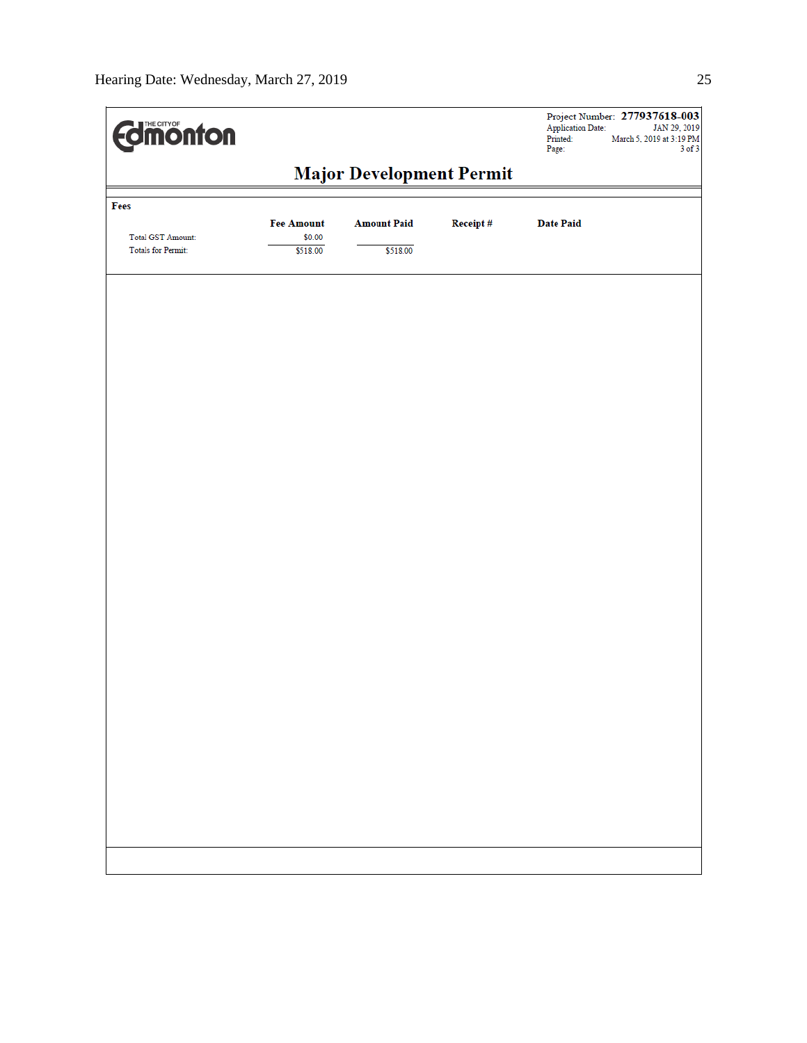THE CITY OF Edmonton

Project Number: **277937618-003**
Application Date: JAN 29, 2019
Printed: March 5, 2019 at 3:19 PM
Page: 3 of 3

# Major Development Permit

**Fees**

| | Fee Amount | Amount Paid | Receipt # | Date Paid |
|---|---|---|---|---|
| Total GST Amount: | $0.00 | | | |
| Totals for Permit: | $518.00 | $518.00 | | |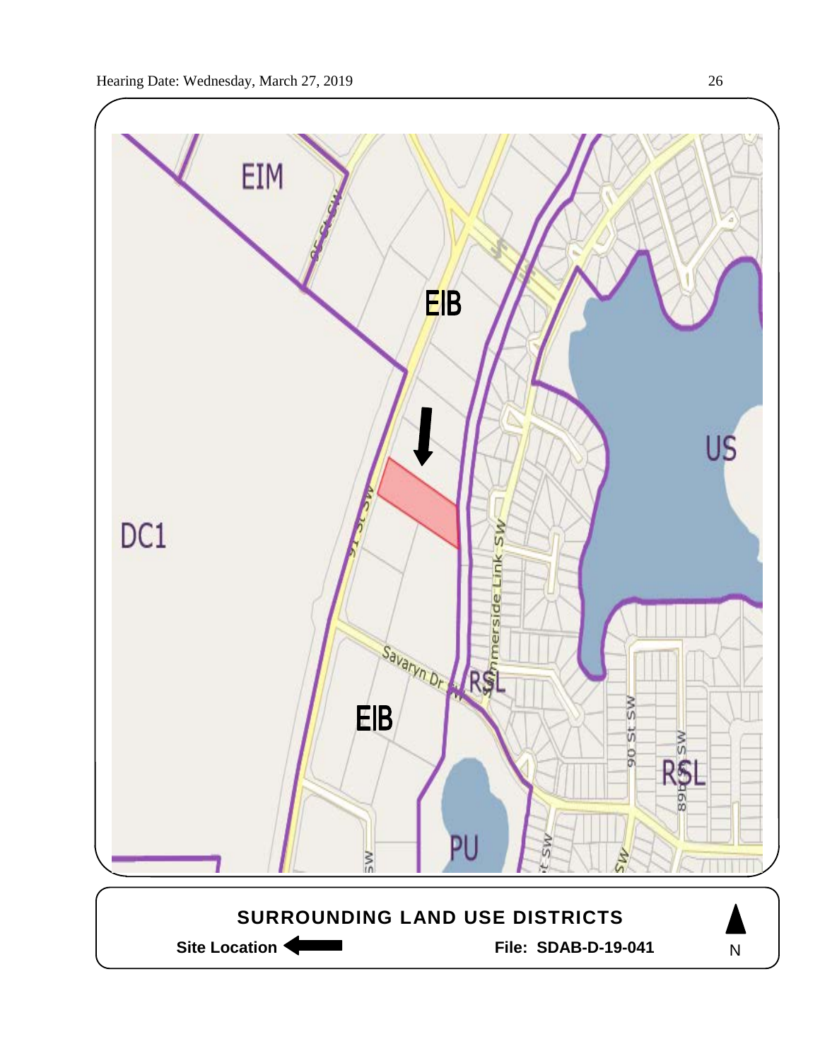EIM

EIB

US

DC1

RSL

EIB

PU

RSL

**SURROUNDING LAND USE DISTRICTS**

**Site Location** ⬅ **File: SDAB-D-19-041** N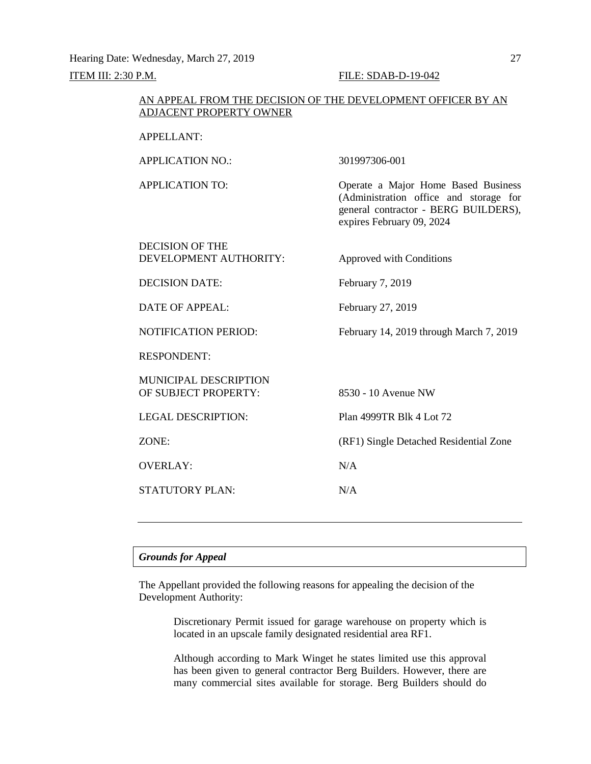ITEM III: 2:30 P.M. FILE: SDAB-D-19-042

AN APPEAL FROM THE DECISION OF THE DEVELOPMENT OFFICER BY AN ADJACENT PROPERTY OWNER

| | |
|---|---|
| APPELLANT: | |
| APPLICATION NO.: | 301997306-001 |
| APPLICATION TO: | Operate a Major Home Based Business (Administration office and storage for general contractor - BERG BUILDERS), expires February 09, 2024 |
| DECISION OF THE DEVELOPMENT AUTHORITY: | Approved with Conditions |
| DECISION DATE: | February 7, 2019 |
| DATE OF APPEAL: | February 27, 2019 |
| NOTIFICATION PERIOD: | February 14, 2019 through March 7, 2019 |
| RESPONDENT: | |
| MUNICIPAL DESCRIPTION OF SUBJECT PROPERTY: | 8530 - 10 Avenue NW |
| LEGAL DESCRIPTION: | Plan 4999TR Blk 4 Lot 72 |
| ZONE: | (RF1) Single Detached Residential Zone |
| OVERLAY: | N/A |
| STATUTORY PLAN: | N/A |

---

***Grounds for Appeal***

The Appellant provided the following reasons for appealing the decision of the Development Authority:

> Discretionary Permit issued for garage warehouse on property which is located in an upscale family designated residential area RF1.
>
> Although according to Mark Winget he states limited use this approval has been given to general contractor Berg Builders. However, there are many commercial sites available for storage. Berg Builders should do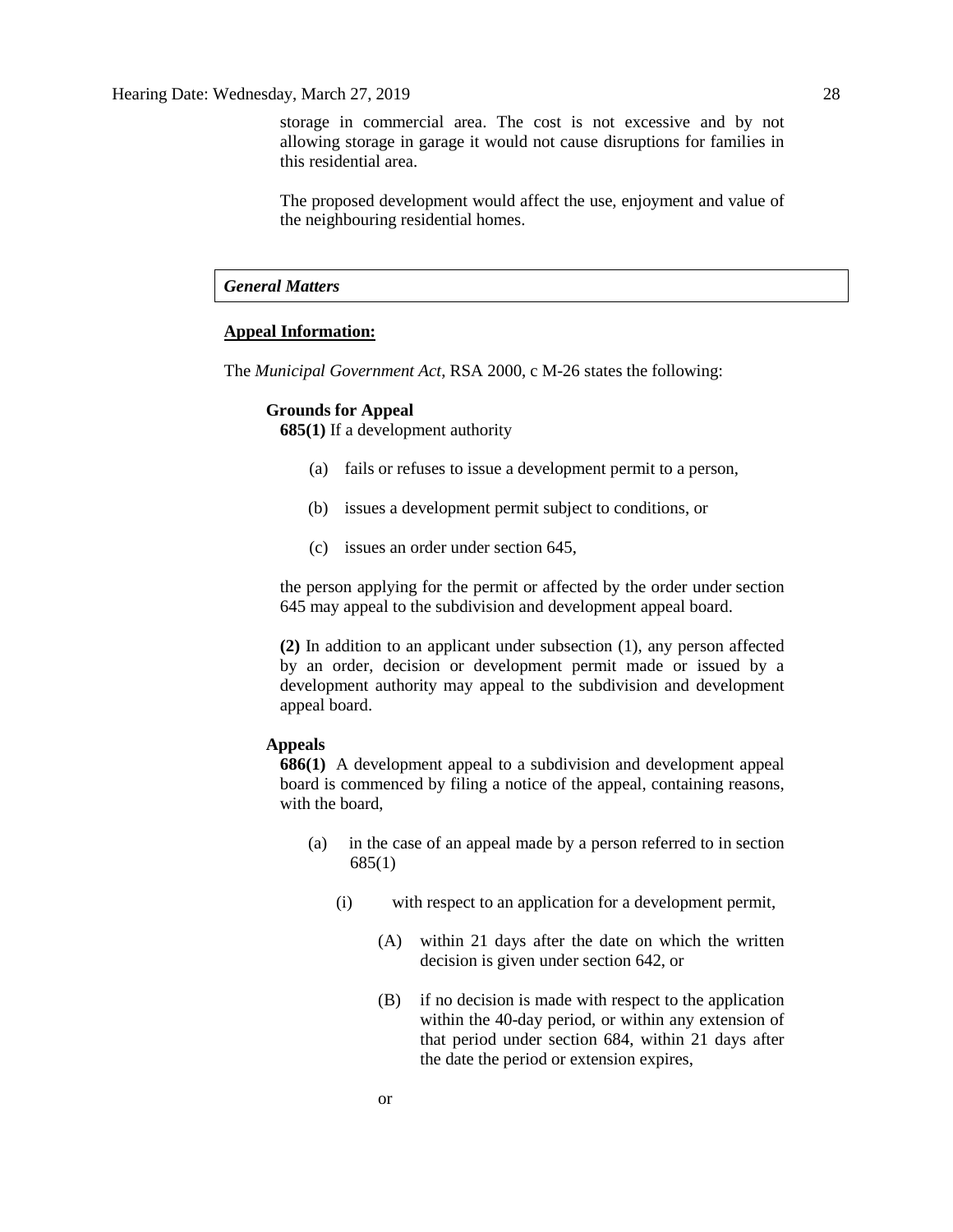storage in commercial area. The cost is not excessive and by not allowing storage in garage it would not cause disruptions for families in this residential area.

The proposed development would affect the use, enjoyment and value of the neighbouring residential homes.

### *General Matters*

**<u>Appeal Information:</u>**

The *Municipal Government Act*, RSA 2000, c M-26 states the following:

**Grounds for Appeal**

**685(1)** If a development authority

(a) fails or refuses to issue a development permit to a person,

(b) issues a development permit subject to conditions, or

(c) issues an order under section 645,

the person applying for the permit or affected by the order under section 645 may appeal to the subdivision and development appeal board.

**(2)** In addition to an applicant under subsection (1), any person affected by an order, decision or development permit made or issued by a development authority may appeal to the subdivision and development appeal board.

**Appeals**

**686(1)** A development appeal to a subdivision and development appeal board is commenced by filing a notice of the appeal, containing reasons, with the board,

(a) in the case of an appeal made by a person referred to in section 685(1)

(i) with respect to an application for a development permit,

(A) within 21 days after the date on which the written decision is given under section 642, or

(B) if no decision is made with respect to the application within the 40-day period, or within any extension of that period under section 684, within 21 days after the date the period or extension expires,

or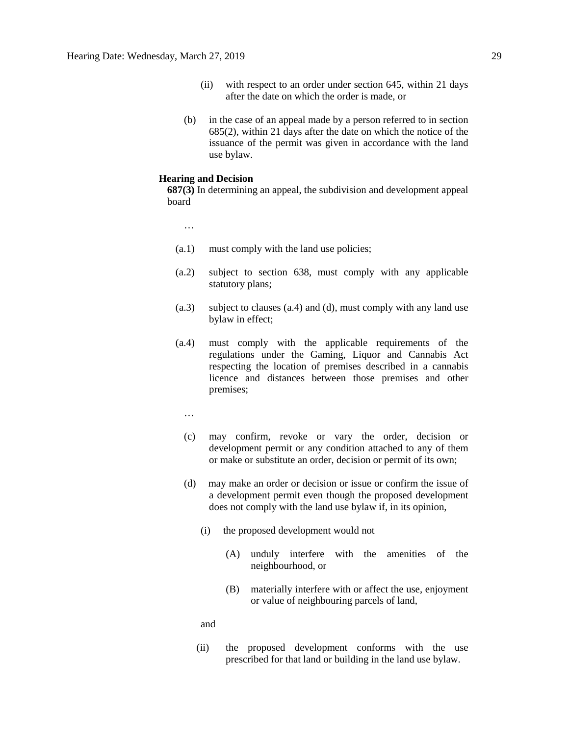(ii) with respect to an order under section 645, within 21 days after the date on which the order is made, or

(b) in the case of an appeal made by a person referred to in section 685(2), within 21 days after the date on which the notice of the issuance of the permit was given in accordance with the land use bylaw.

**Hearing and Decision**

**687(3)** In determining an appeal, the subdivision and development appeal board

…

(a.1) must comply with the land use policies;

(a.2) subject to section 638, must comply with any applicable statutory plans;

(a.3) subject to clauses (a.4) and (d), must comply with any land use bylaw in effect;

(a.4) must comply with the applicable requirements of the regulations under the Gaming, Liquor and Cannabis Act respecting the location of premises described in a cannabis licence and distances between those premises and other premises;

…

(c) may confirm, revoke or vary the order, decision or development permit or any condition attached to any of them or make or substitute an order, decision or permit of its own;

(d) may make an order or decision or issue or confirm the issue of a development permit even though the proposed development does not comply with the land use bylaw if, in its opinion,

(i) the proposed development would not

(A) unduly interfere with the amenities of the neighbourhood, or

(B) materially interfere with or affect the use, enjoyment or value of neighbouring parcels of land,

and

(ii) the proposed development conforms with the use prescribed for that land or building in the land use bylaw.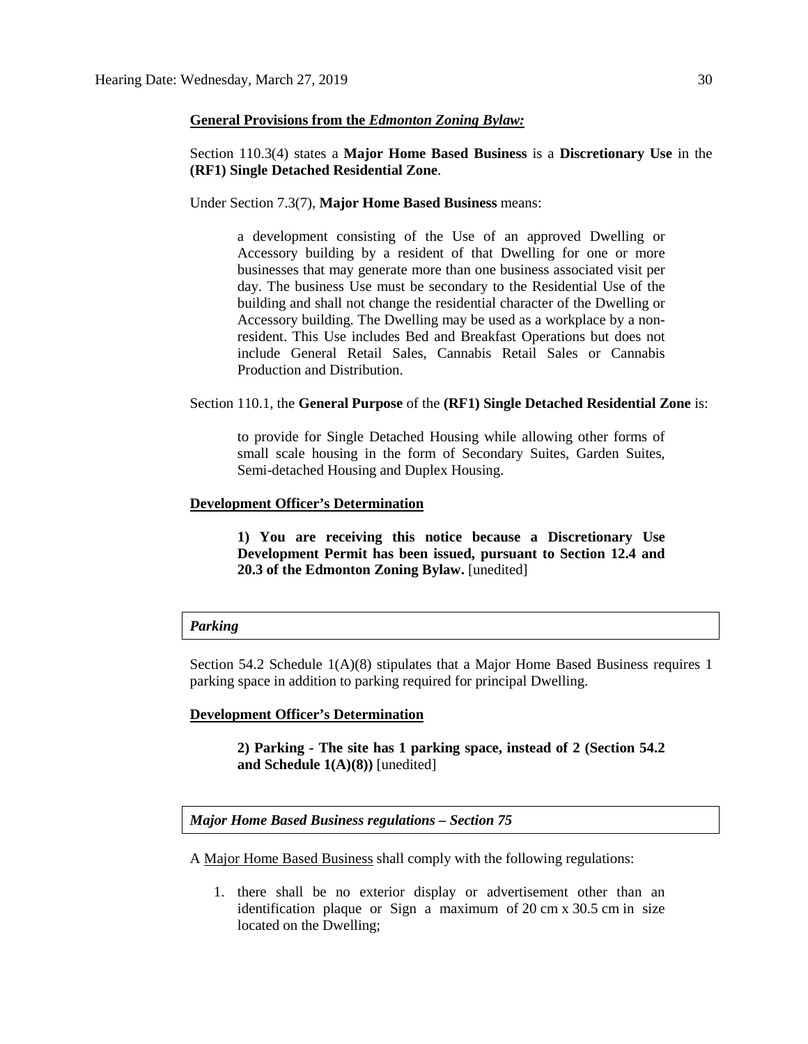**General Provisions from the *Edmonton Zoning Bylaw:***

Section 110.3(4) states a **Major Home Based Business** is a **Discretionary Use** in the **(RF1) Single Detached Residential Zone**.

Under Section 7.3(7), **Major Home Based Business** means:

> a development consisting of the Use of an approved Dwelling or Accessory building by a resident of that Dwelling for one or more businesses that may generate more than one business associated visit per day. The business Use must be secondary to the Residential Use of the building and shall not change the residential character of the Dwelling or Accessory building. The Dwelling may be used as a workplace by a non-resident. This Use includes Bed and Breakfast Operations but does not include General Retail Sales, Cannabis Retail Sales or Cannabis Production and Distribution.

Section 110.1, the **General Purpose** of the **(RF1) Single Detached Residential Zone** is:

> to provide for Single Detached Housing while allowing other forms of small scale housing in the form of Secondary Suites, Garden Suites, Semi-detached Housing and Duplex Housing.

**Development Officer's Determination**

> **1) You are receiving this notice because a Discretionary Use Development Permit has been issued, pursuant to Section 12.4 and 20.3 of the Edmonton Zoning Bylaw.** [unedited]

***Parking***

Section 54.2 Schedule 1(A)(8) stipulates that a Major Home Based Business requires 1 parking space in addition to parking required for principal Dwelling.

**Development Officer's Determination**

> **2) Parking - The site has 1 parking space, instead of 2 (Section 54.2 and Schedule 1(A)(8))** [unedited]

***Major Home Based Business regulations – Section 75***

A Major Home Based Business shall comply with the following regulations:

1. there shall be no exterior display or advertisement other than an identification plaque or Sign a maximum of 20 cm x 30.5 cm in size located on the Dwelling;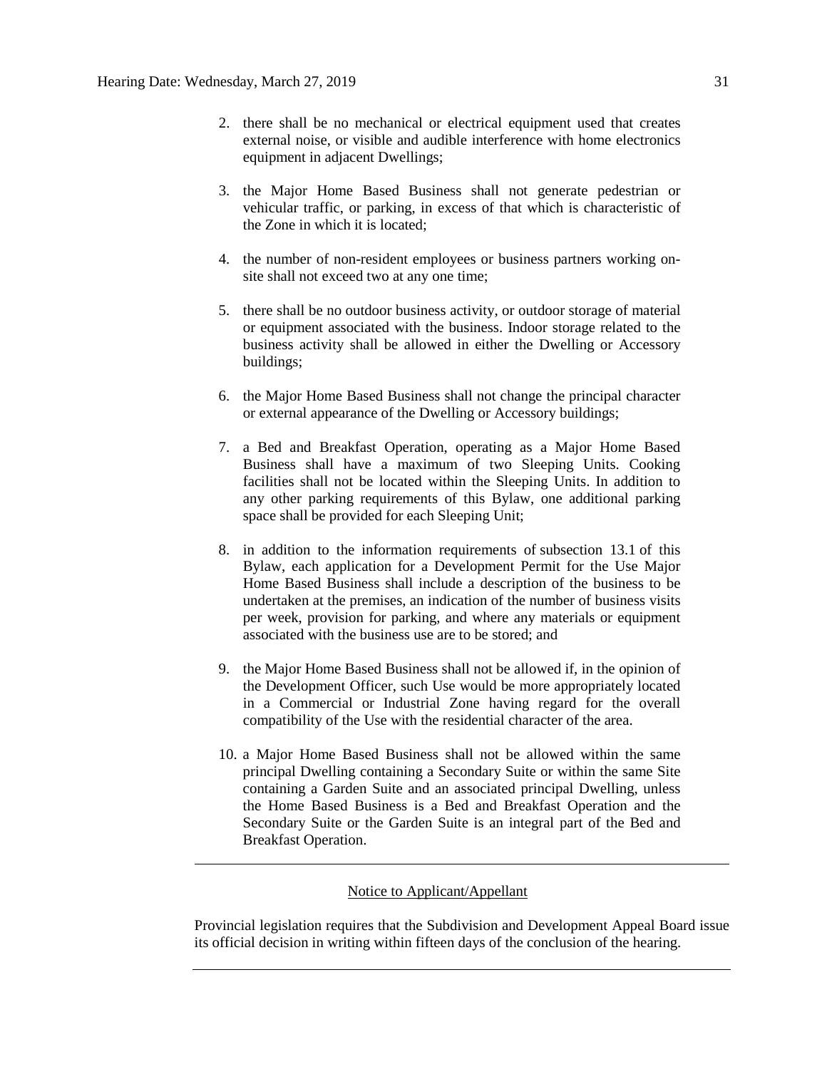2. there shall be no mechanical or electrical equipment used that creates external noise, or visible and audible interference with home electronics equipment in adjacent Dwellings;

3. the Major Home Based Business shall not generate pedestrian or vehicular traffic, or parking, in excess of that which is characteristic of the Zone in which it is located;

4. the number of non-resident employees or business partners working on-site shall not exceed two at any one time;

5. there shall be no outdoor business activity, or outdoor storage of material or equipment associated with the business. Indoor storage related to the business activity shall be allowed in either the Dwelling or Accessory buildings;

6. the Major Home Based Business shall not change the principal character or external appearance of the Dwelling or Accessory buildings;

7. a Bed and Breakfast Operation, operating as a Major Home Based Business shall have a maximum of two Sleeping Units. Cooking facilities shall not be located within the Sleeping Units. In addition to any other parking requirements of this Bylaw, one additional parking space shall be provided for each Sleeping Unit;

8. in addition to the information requirements of subsection 13.1 of this Bylaw, each application for a Development Permit for the Use Major Home Based Business shall include a description of the business to be undertaken at the premises, an indication of the number of business visits per week, provision for parking, and where any materials or equipment associated with the business use are to be stored; and

9. the Major Home Based Business shall not be allowed if, in the opinion of the Development Officer, such Use would be more appropriately located in a Commercial or Industrial Zone having regard for the overall compatibility of the Use with the residential character of the area.

10. a Major Home Based Business shall not be allowed within the same principal Dwelling containing a Secondary Suite or within the same Site containing a Garden Suite and an associated principal Dwelling, unless the Home Based Business is a Bed and Breakfast Operation and the Secondary Suite or the Garden Suite is an integral part of the Bed and Breakfast Operation.

---

Notice to Applicant/Appellant

Provincial legislation requires that the Subdivision and Development Appeal Board issue its official decision in writing within fifteen days of the conclusion of the hearing.

---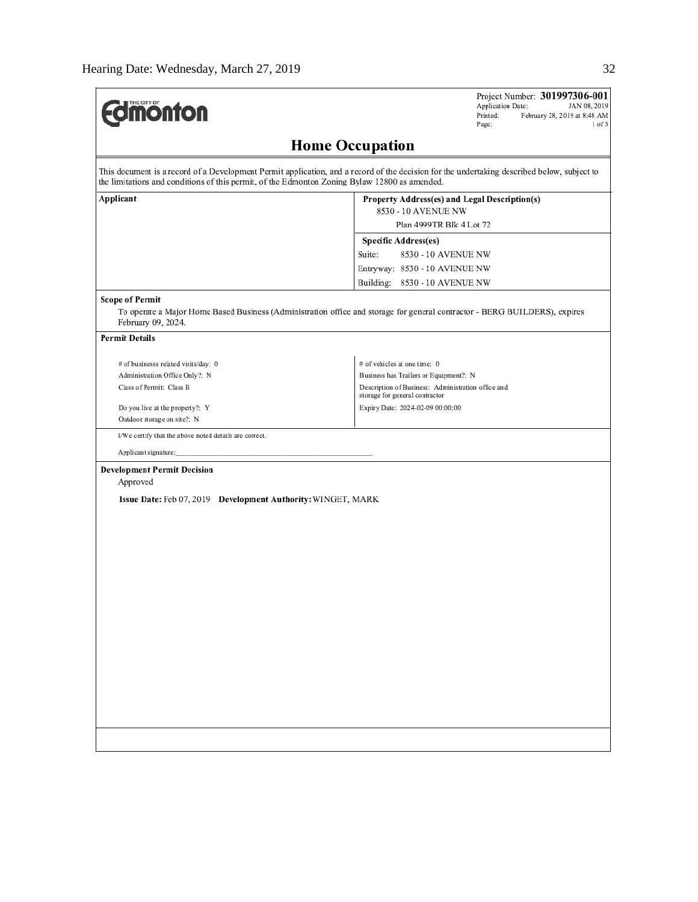Project Number: **301997306-001**
Application Date: JAN 08, 2019
Printed: February 28, 2019 at 8:48 AM

**THE CITY OF Edmonton**

# Home Occupation

This document is a record of a Development Permit application, and a record of the decision for the undertaking described below, subject to the limitations and conditions of this permit, of the Edmonton Zoning Bylaw 12800 as amended.

| **Applicant** | **Property Address(es) and Legal Description(s)** |
|---|---|
| | 8530 - 10 AVENUE NW<br>Plan 4999TR Blk 4 Lot 72 |
| | **Specific Address(es)** |
| | Suite: 8530 - 10 AVENUE NW |
| | Entryway: 8530 - 10 AVENUE NW |
| | Building: 8530 - 10 AVENUE NW |

**Scope of Permit**

To operate a Major Home Based Business (Administration office and storage for general contractor - BERG BUILDERS), expires February 09, 2024.

**Permit Details**

| | |
|---|---|
| # of businesss related visits/day: 0 | # of vehicles at one time: 0 |
| Administration Office Only?: N | Business has Trailers or Equipment?: N |
| Class of Permit: Class B | Description of Business: Administration office and storage for general contractor |
| Do you live at the property?: Y | Expiry Date: 2024-02-09 00:00:00 |
| Outdoor storage on site?: N | |

I/We certify that the above noted details are correct.

Applicant signature:\_\_\_\_\_\_\_\_\_\_\_\_\_\_\_\_\_\_\_\_\_\_\_\_\_\_\_\_\_\_\_\_\_\_\_\_\_\_

**Development Permit Decision**

Approved

**Issue Date:** Feb 07, 2019 **Development Authority:** WINGET, MARK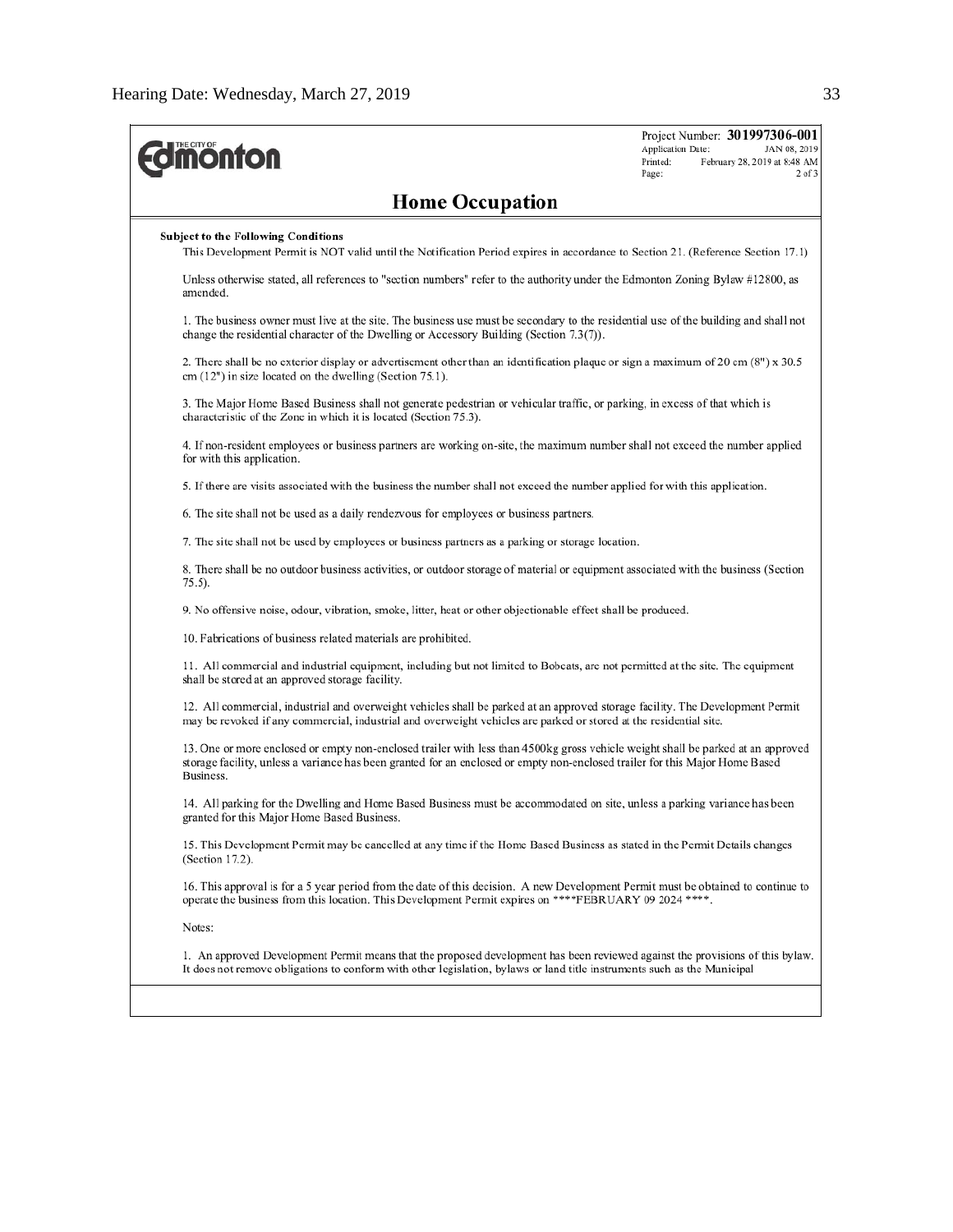Project Number: **301997306-001**
Application Date: JAN 08, 2019
Printed: February 28, 2019 at 8:48 AM
Page: 2 of 3

# Home Occupation

**Subject to the Following Conditions**

This Development Permit is NOT valid until the Notification Period expires in accordance to Section 21. (Reference Section 17.1)

Unless otherwise stated, all references to "section numbers" refer to the authority under the Edmonton Zoning Bylaw #12800, as amended.

1. The business owner must live at the site. The business use must be secondary to the residential use of the building and shall not change the residential character of the Dwelling or Accessory Building (Section 7.3(7)).

2. There shall be no exterior display or advertisement other than an identification plaque or sign a maximum of 20 cm (8") x 30.5 cm (12") in size located on the dwelling (Section 75.1).

3. The Major Home Based Business shall not generate pedestrian or vehicular traffic, or parking, in excess of that which is characteristic of the Zone in which it is located (Section 75.3).

4. If non-resident employees or business partners are working on-site, the maximum number shall not exceed the number applied for with this application.

5. If there are visits associated with the business the number shall not exceed the number applied for with this application.

6. The site shall not be used as a daily rendezvous for employees or business partners.

7. The site shall not be used by employees or business partners as a parking or storage location.

8. There shall be no outdoor business activities, or outdoor storage of material or equipment associated with the business (Section 75.5).

9. No offensive noise, odour, vibration, smoke, litter, heat or other objectionable effect shall be produced.

10. Fabrications of business related materials are prohibited.

11. All commercial and industrial equipment, including but not limited to Bobcats, are not permitted at the site. The equipment shall be stored at an approved storage facility.

12. All commercial, industrial and overweight vehicles shall be parked at an approved storage facility. The Development Permit may be revoked if any commercial, industrial and overweight vehicles are parked or stored at the residential site.

13. One or more enclosed or empty non-enclosed trailer with less than 4500kg gross vehicle weight shall be parked at an approved storage facility, unless a variance has been granted for an enclosed or empty non-enclosed trailer for this Major Home Based Business.

14. All parking for the Dwelling and Home Based Business must be accommodated on site, unless a parking variance has been granted for this Major Home Based Business.

15. This Development Permit may be cancelled at any time if the Home Based Business as stated in the Permit Details changes (Section 17.2).

16. This approval is for a 5 year period from the date of this decision. A new Development Permit must be obtained to continue to operate the business from this location. This Development Permit expires on ****FEBRUARY 09 2024 ****.

Notes:

1. An approved Development Permit means that the proposed development has been reviewed against the provisions of this bylaw. It does not remove obligations to conform with other legislation, bylaws or land title instruments such as the Municipal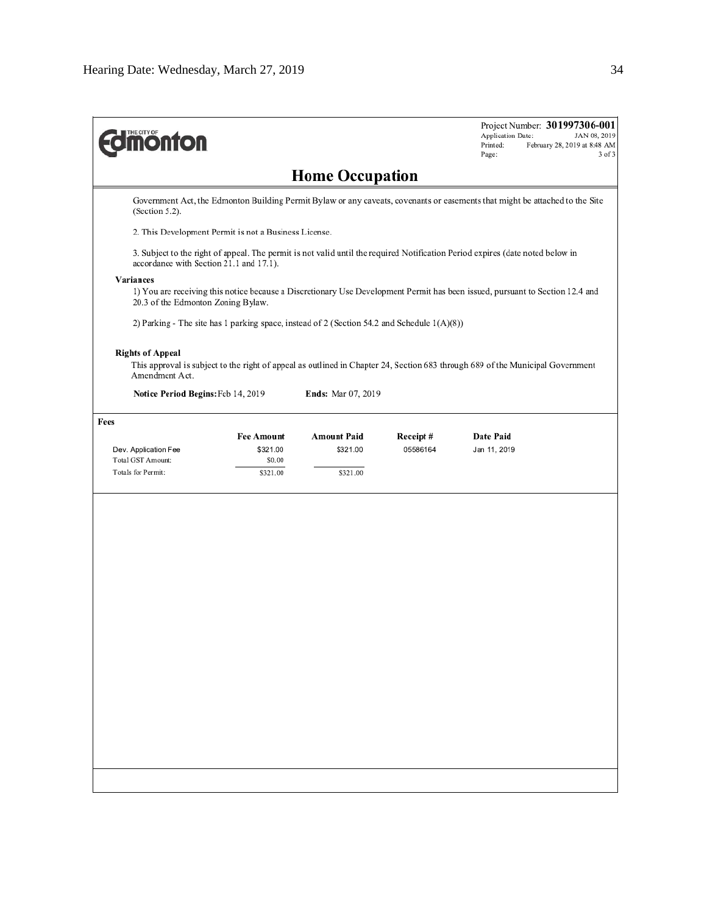**THE CITY OF Edmonton**

Project Number: **301997306-001**
Application Date: JAN 08, 2019
Printed: February 28, 2019 at 8:48 AM
Page: 3 of 3

# Home Occupation

Government Act, the Edmonton Building Permit Bylaw or any caveats, covenants or easements that might be attached to the Site (Section 5.2).

2. This Development Permit is not a Business License.

3. Subject to the right of appeal. The permit is not valid until the required Notification Period expires (date noted below in accordance with Section 21.1 and 17.1).

**Variances**

1) You are receiving this notice because a Discretionary Use Development Permit has been issued, pursuant to Section 12.4 and 20.3 of the Edmonton Zoning Bylaw.

2) Parking - The site has 1 parking space, instead of 2 (Section 54.2 and Schedule 1(A)(8))

**Rights of Appeal**

This approval is subject to the right of appeal as outlined in Chapter 24, Section 683 through 689 of the Municipal Government Amendment Act.

**Notice Period Begins:** Feb 14, 2019 **Ends:** Mar 07, 2019

**Fees**

| | Fee Amount | Amount Paid | Receipt # | Date Paid |
|---|---|---|---|---|
| Dev. Application Fee | $321.00 | $321.00 | 05586164 | Jan 11, 2019 |
| Total GST Amount: | $0.00 | | | |
| Totals for Permit: | $321.00 | $321.00 | | |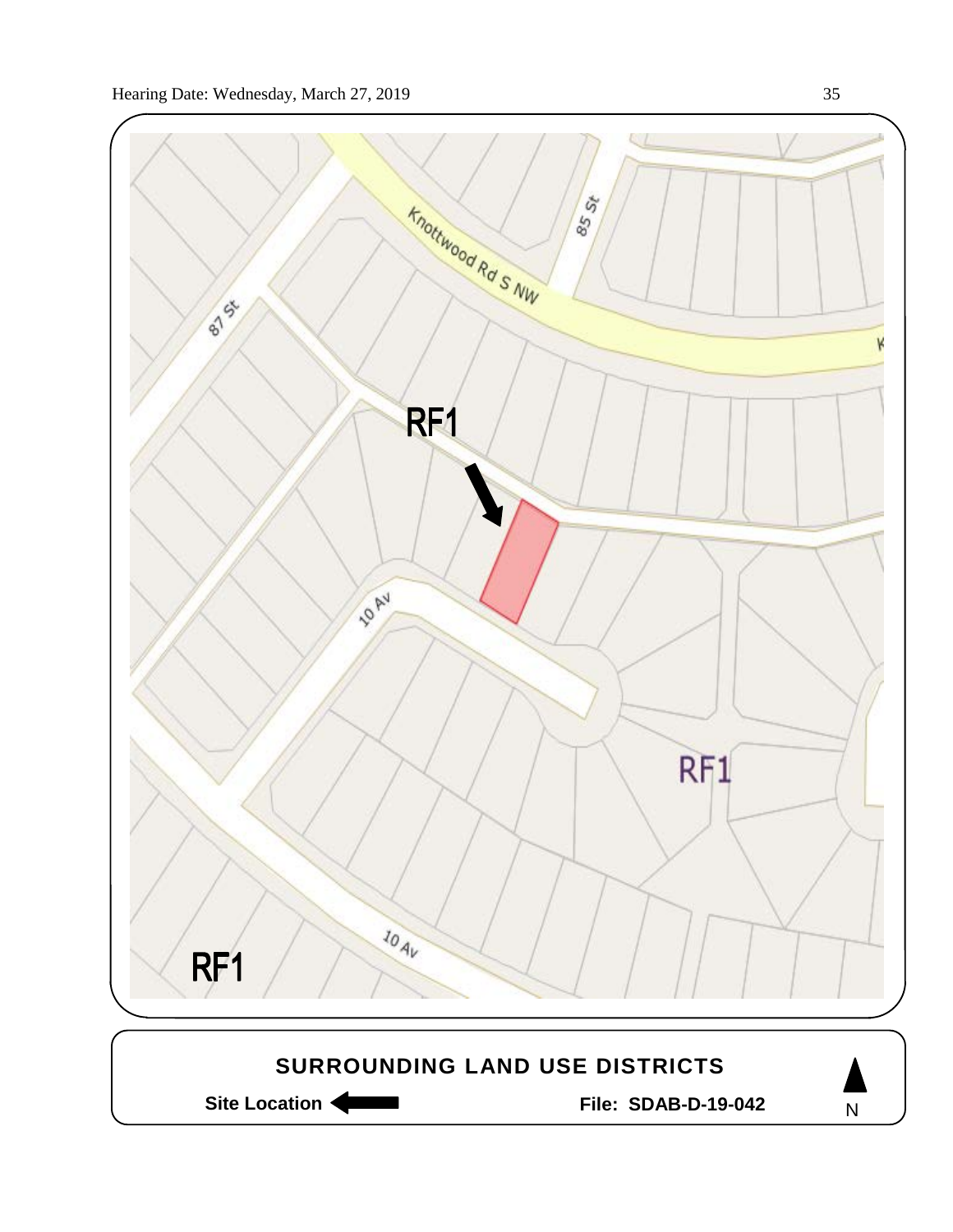Knottwood Rd S NW

85 St

87 St

RF1

10 Av

RF1

10 Av

RF1

**SURROUNDING LAND USE DISTRICTS**

**Site Location**

**File: SDAB-D-19-042**

N